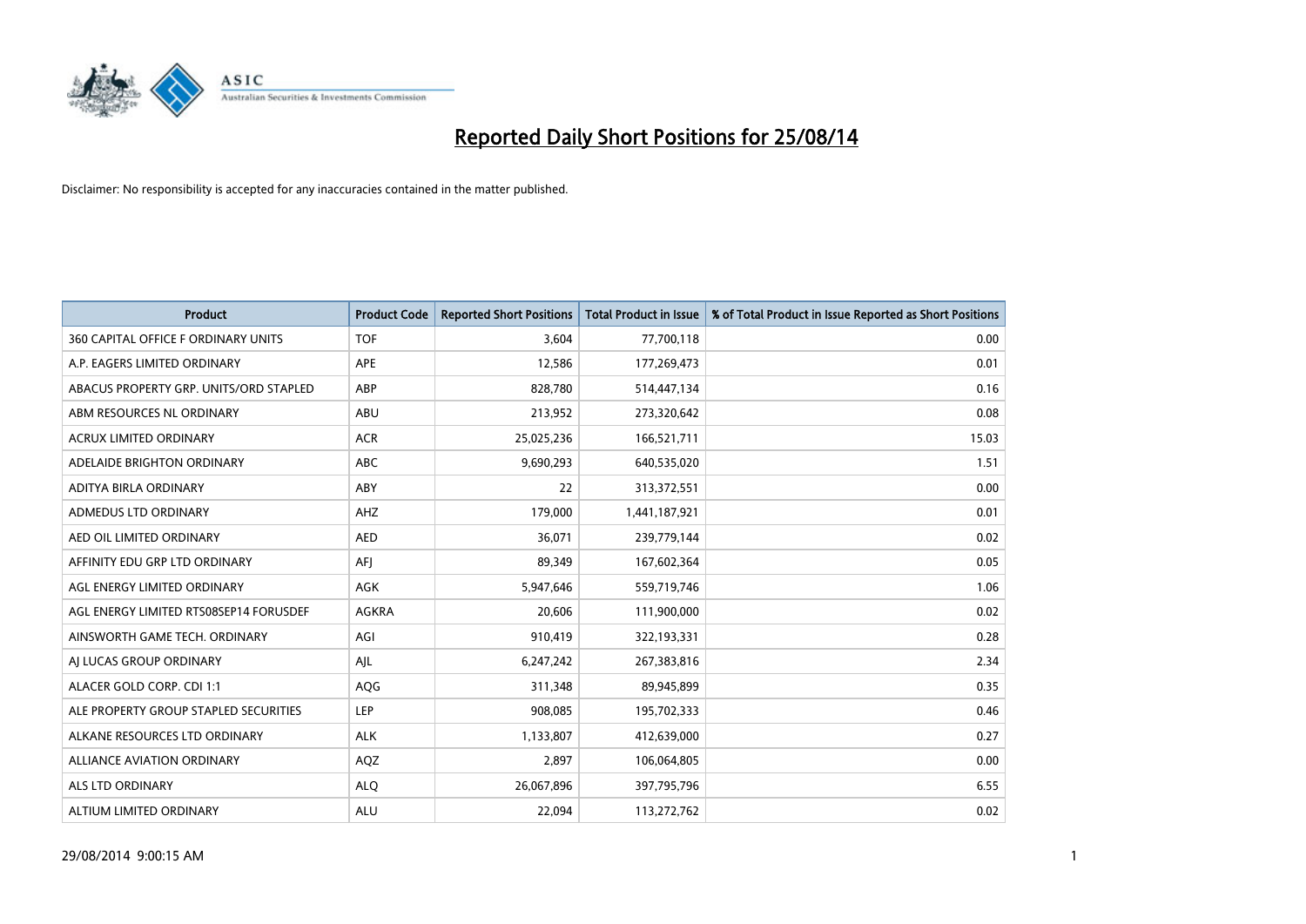# Reported Daily Short Positions for 25/08/14

Disclaimer: No responsibility is accepted for any inaccuracies contained in the matter published.

| Product | Product Code | Reported Short Positions | Total Product in Issue | % of Total Product in Issue Reported as Short Positions |
|---|---|---|---|---|
| 360 CAPITAL OFFICE F ORDINARY UNITS | TOF | 3,604 | 77,700,118 | 0.00 |
| A.P. EAGERS LIMITED ORDINARY | APE | 12,586 | 177,269,473 | 0.01 |
| ABACUS PROPERTY GRP. UNITS/ORD STAPLED | ABP | 828,780 | 514,447,134 | 0.16 |
| ABM RESOURCES NL ORDINARY | ABU | 213,952 | 273,320,642 | 0.08 |
| ACRUX LIMITED ORDINARY | ACR | 25,025,236 | 166,521,711 | 15.03 |
| ADELAIDE BRIGHTON ORDINARY | ABC | 9,690,293 | 640,535,020 | 1.51 |
| ADITYA BIRLA ORDINARY | ABY | 22 | 313,372,551 | 0.00 |
| ADMEDUS LTD ORDINARY | AHZ | 179,000 | 1,441,187,921 | 0.01 |
| AED OIL LIMITED ORDINARY | AED | 36,071 | 239,779,144 | 0.02 |
| AFFINITY EDU GRP LTD ORDINARY | AFJ | 89,349 | 167,602,364 | 0.05 |
| AGL ENERGY LIMITED ORDINARY | AGK | 5,947,646 | 559,719,746 | 1.06 |
| AGL ENERGY LIMITED RTS08SEP14 FORUSDEF | AGKRA | 20,606 | 111,900,000 | 0.02 |
| AINSWORTH GAME TECH. ORDINARY | AGI | 910,419 | 322,193,331 | 0.28 |
| AJ LUCAS GROUP ORDINARY | AJL | 6,247,242 | 267,383,816 | 2.34 |
| ALACER GOLD CORP. CDI 1:1 | AQG | 311,348 | 89,945,899 | 0.35 |
| ALE PROPERTY GROUP STAPLED SECURITIES | LEP | 908,085 | 195,702,333 | 0.46 |
| ALKANE RESOURCES LTD ORDINARY | ALK | 1,133,807 | 412,639,000 | 0.27 |
| ALLIANCE AVIATION ORDINARY | AQZ | 2,897 | 106,064,805 | 0.00 |
| ALS LTD ORDINARY | ALQ | 26,067,896 | 397,795,796 | 6.55 |
| ALTIUM LIMITED ORDINARY | ALU | 22,094 | 113,272,762 | 0.02 |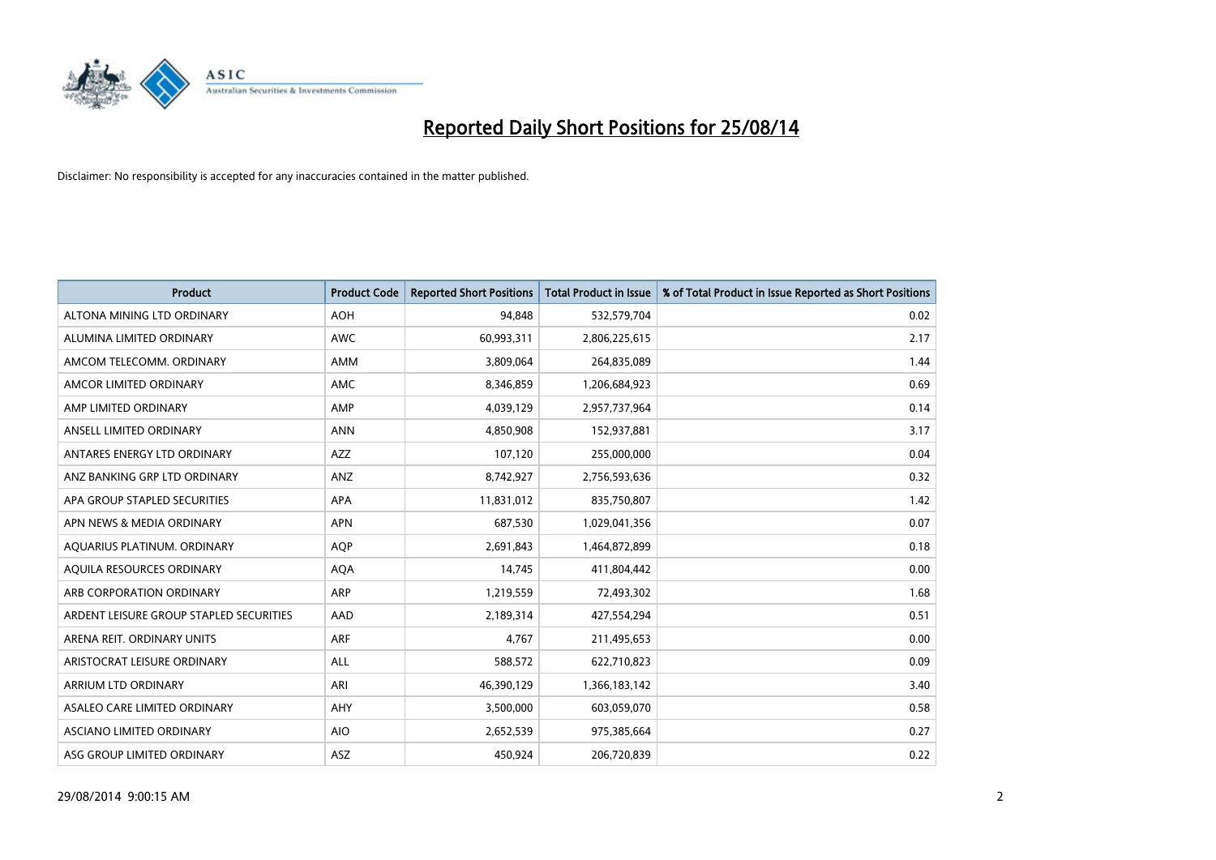# Reported Daily Short Positions for 25/08/14

Disclaimer: No responsibility is accepted for any inaccuracies contained in the matter published.

| Product | Product Code | Reported Short Positions | Total Product in Issue | % of Total Product in Issue Reported as Short Positions |
|---|---|---|---|---|
| ALTONA MINING LTD ORDINARY | AOH | 94,848 | 532,579,704 | 0.02 |
| ALUMINA LIMITED ORDINARY | AWC | 60,993,311 | 2,806,225,615 | 2.17 |
| AMCOM TELECOMM. ORDINARY | AMM | 3,809,064 | 264,835,089 | 1.44 |
| AMCOR LIMITED ORDINARY | AMC | 8,346,859 | 1,206,684,923 | 0.69 |
| AMP LIMITED ORDINARY | AMP | 4,039,129 | 2,957,737,964 | 0.14 |
| ANSELL LIMITED ORDINARY | ANN | 4,850,908 | 152,937,881 | 3.17 |
| ANTARES ENERGY LTD ORDINARY | AZZ | 107,120 | 255,000,000 | 0.04 |
| ANZ BANKING GRP LTD ORDINARY | ANZ | 8,742,927 | 2,756,593,636 | 0.32 |
| APA GROUP STAPLED SECURITIES | APA | 11,831,012 | 835,750,807 | 1.42 |
| APN NEWS & MEDIA ORDINARY | APN | 687,530 | 1,029,041,356 | 0.07 |
| AQUARIUS PLATINUM. ORDINARY | AQP | 2,691,843 | 1,464,872,899 | 0.18 |
| AQUILA RESOURCES ORDINARY | AQA | 14,745 | 411,804,442 | 0.00 |
| ARB CORPORATION ORDINARY | ARP | 1,219,559 | 72,493,302 | 1.68 |
| ARDENT LEISURE GROUP STAPLED SECURITIES | AAD | 2,189,314 | 427,554,294 | 0.51 |
| ARENA REIT. ORDINARY UNITS | ARF | 4,767 | 211,495,653 | 0.00 |
| ARISTOCRAT LEISURE ORDINARY | ALL | 588,572 | 622,710,823 | 0.09 |
| ARRIUM LTD ORDINARY | ARI | 46,390,129 | 1,366,183,142 | 3.40 |
| ASALEO CARE LIMITED ORDINARY | AHY | 3,500,000 | 603,059,070 | 0.58 |
| ASCIANO LIMITED ORDINARY | AIO | 2,652,539 | 975,385,664 | 0.27 |
| ASG GROUP LIMITED ORDINARY | ASZ | 450,924 | 206,720,839 | 0.22 |

29/08/2014 9:00:15 AM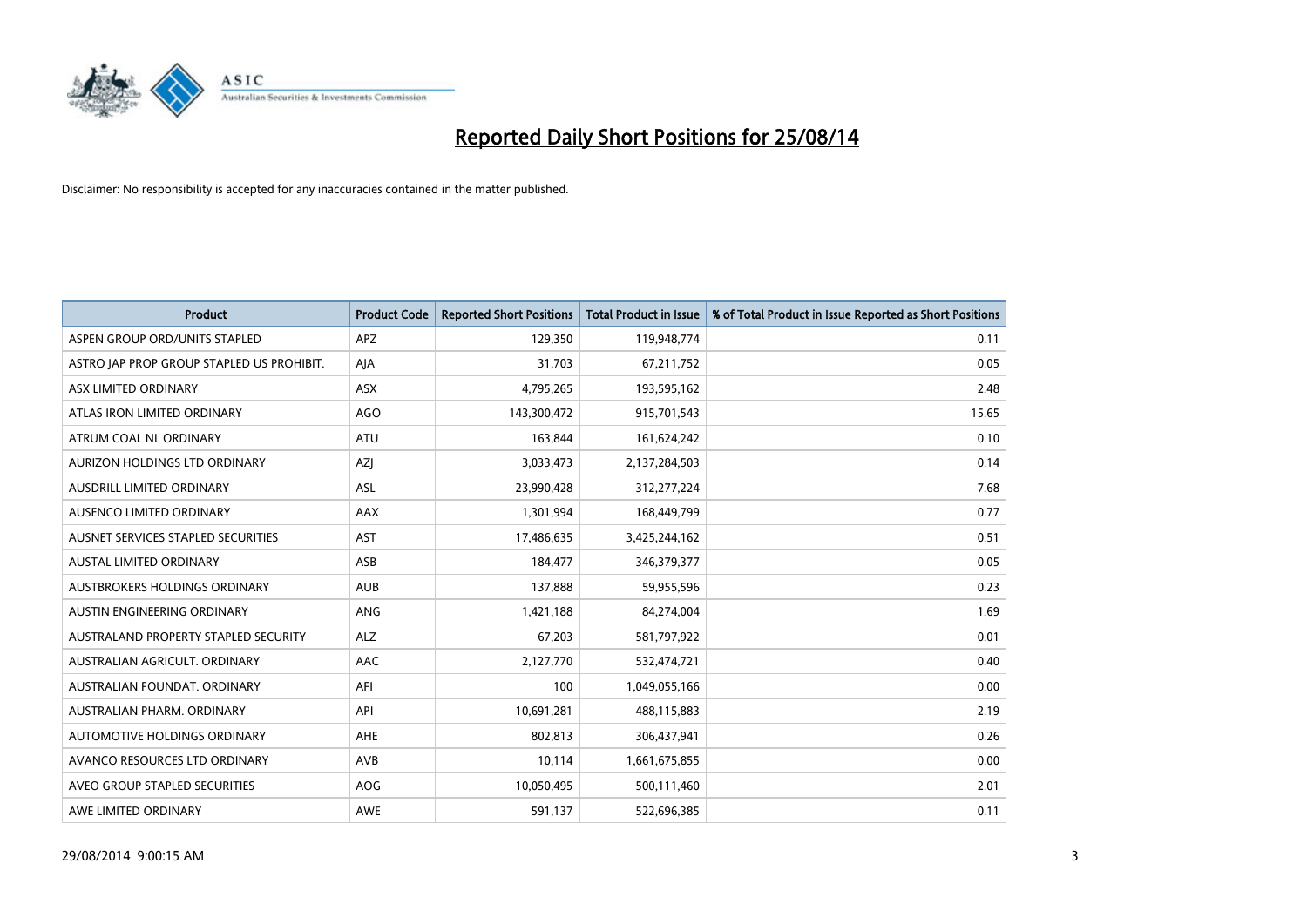# Reported Daily Short Positions for 25/08/14

Disclaimer: No responsibility is accepted for any inaccuracies contained in the matter published.

| Product | Product Code | Reported Short Positions | Total Product in Issue | % of Total Product in Issue Reported as Short Positions |
| --- | --- | --- | --- | --- |
| ASPEN GROUP ORD/UNITS STAPLED | APZ | 129,350 | 119,948,774 | 0.11 |
| ASTRO JAP PROP GROUP STAPLED US PROHIBIT. | AJA | 31,703 | 67,211,752 | 0.05 |
| ASX LIMITED ORDINARY | ASX | 4,795,265 | 193,595,162 | 2.48 |
| ATLAS IRON LIMITED ORDINARY | AGO | 143,300,472 | 915,701,543 | 15.65 |
| ATRUM COAL NL ORDINARY | ATU | 163,844 | 161,624,242 | 0.10 |
| AURIZON HOLDINGS LTD ORDINARY | AZJ | 3,033,473 | 2,137,284,503 | 0.14 |
| AUSDRILL LIMITED ORDINARY | ASL | 23,990,428 | 312,277,224 | 7.68 |
| AUSENCO LIMITED ORDINARY | AAX | 1,301,994 | 168,449,799 | 0.77 |
| AUSNET SERVICES STAPLED SECURITIES | AST | 17,486,635 | 3,425,244,162 | 0.51 |
| AUSTAL LIMITED ORDINARY | ASB | 184,477 | 346,379,377 | 0.05 |
| AUSTBROKERS HOLDINGS ORDINARY | AUB | 137,888 | 59,955,596 | 0.23 |
| AUSTIN ENGINEERING ORDINARY | ANG | 1,421,188 | 84,274,004 | 1.69 |
| AUSTRALAND PROPERTY STAPLED SECURITY | ALZ | 67,203 | 581,797,922 | 0.01 |
| AUSTRALIAN AGRICULT. ORDINARY | AAC | 2,127,770 | 532,474,721 | 0.40 |
| AUSTRALIAN FOUNDAT. ORDINARY | AFI | 100 | 1,049,055,166 | 0.00 |
| AUSTRALIAN PHARM. ORDINARY | API | 10,691,281 | 488,115,883 | 2.19 |
| AUTOMOTIVE HOLDINGS ORDINARY | AHE | 802,813 | 306,437,941 | 0.26 |
| AVANCO RESOURCES LTD ORDINARY | AVB | 10,114 | 1,661,675,855 | 0.00 |
| AVEO GROUP STAPLED SECURITIES | AOG | 10,050,495 | 500,111,460 | 2.01 |
| AWE LIMITED ORDINARY | AWE | 591,137 | 522,696,385 | 0.11 |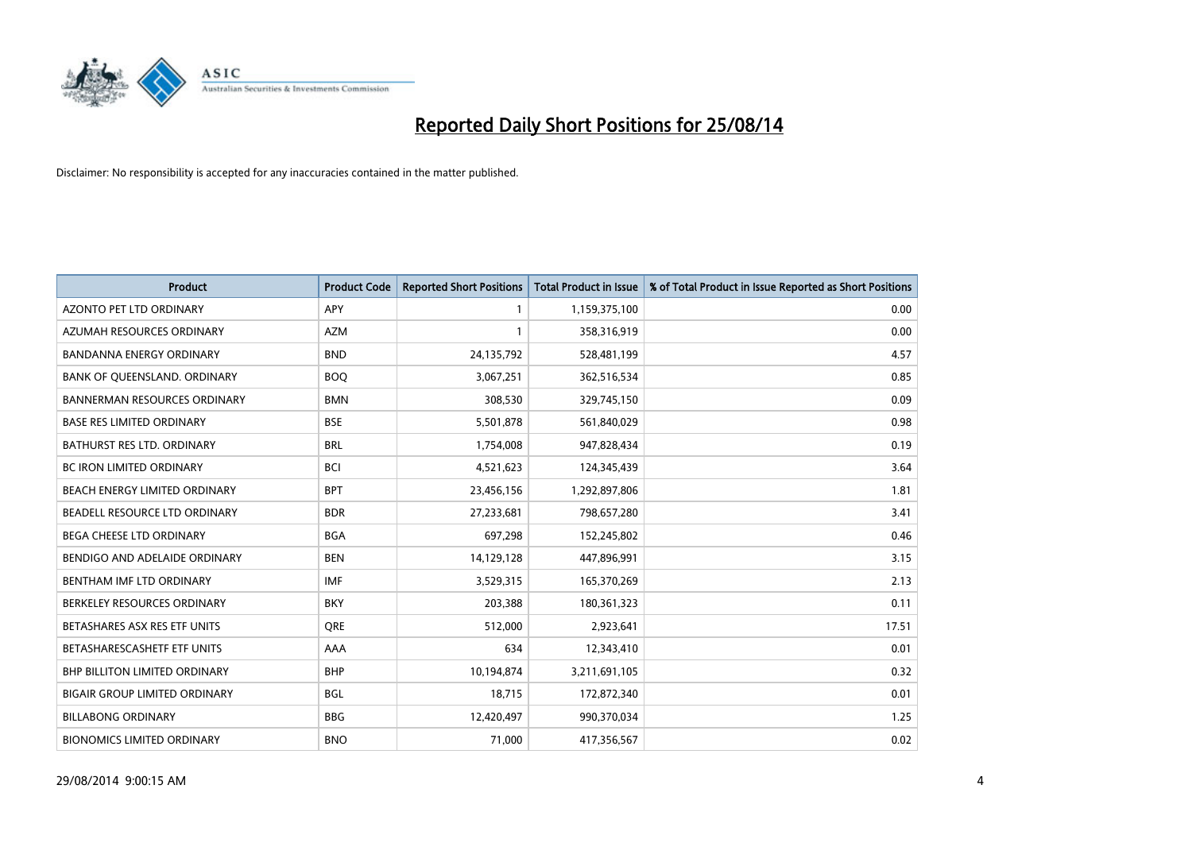# Reported Daily Short Positions for 25/08/14

Disclaimer: No responsibility is accepted for any inaccuracies contained in the matter published.

| Product | Product Code | Reported Short Positions | Total Product in Issue | % of Total Product in Issue Reported as Short Positions |
|---|---|---|---|---|
| AZONTO PET LTD ORDINARY | APY | 1 | 1,159,375,100 | 0.00 |
| AZUMAH RESOURCES ORDINARY | AZM | 1 | 358,316,919 | 0.00 |
| BANDANNA ENERGY ORDINARY | BND | 24,135,792 | 528,481,199 | 4.57 |
| BANK OF QUEENSLAND. ORDINARY | BOQ | 3,067,251 | 362,516,534 | 0.85 |
| BANNERMAN RESOURCES ORDINARY | BMN | 308,530 | 329,745,150 | 0.09 |
| BASE RES LIMITED ORDINARY | BSE | 5,501,878 | 561,840,029 | 0.98 |
| BATHURST RES LTD. ORDINARY | BRL | 1,754,008 | 947,828,434 | 0.19 |
| BC IRON LIMITED ORDINARY | BCI | 4,521,623 | 124,345,439 | 3.64 |
| BEACH ENERGY LIMITED ORDINARY | BPT | 23,456,156 | 1,292,897,806 | 1.81 |
| BEADELL RESOURCE LTD ORDINARY | BDR | 27,233,681 | 798,657,280 | 3.41 |
| BEGA CHEESE LTD ORDINARY | BGA | 697,298 | 152,245,802 | 0.46 |
| BENDIGO AND ADELAIDE ORDINARY | BEN | 14,129,128 | 447,896,991 | 3.15 |
| BENTHAM IMF LTD ORDINARY | IMF | 3,529,315 | 165,370,269 | 2.13 |
| BERKELEY RESOURCES ORDINARY | BKY | 203,388 | 180,361,323 | 0.11 |
| BETASHARES ASX RES ETF UNITS | QRE | 512,000 | 2,923,641 | 17.51 |
| BETASHARESCASHETF ETF UNITS | AAA | 634 | 12,343,410 | 0.01 |
| BHP BILLITON LIMITED ORDINARY | BHP | 10,194,874 | 3,211,691,105 | 0.32 |
| BIGAIR GROUP LIMITED ORDINARY | BGL | 18,715 | 172,872,340 | 0.01 |
| BILLABONG ORDINARY | BBG | 12,420,497 | 990,370,034 | 1.25 |
| BIONOMICS LIMITED ORDINARY | BNO | 71,000 | 417,356,567 | 0.02 |

29/08/2014 9:00:15 AM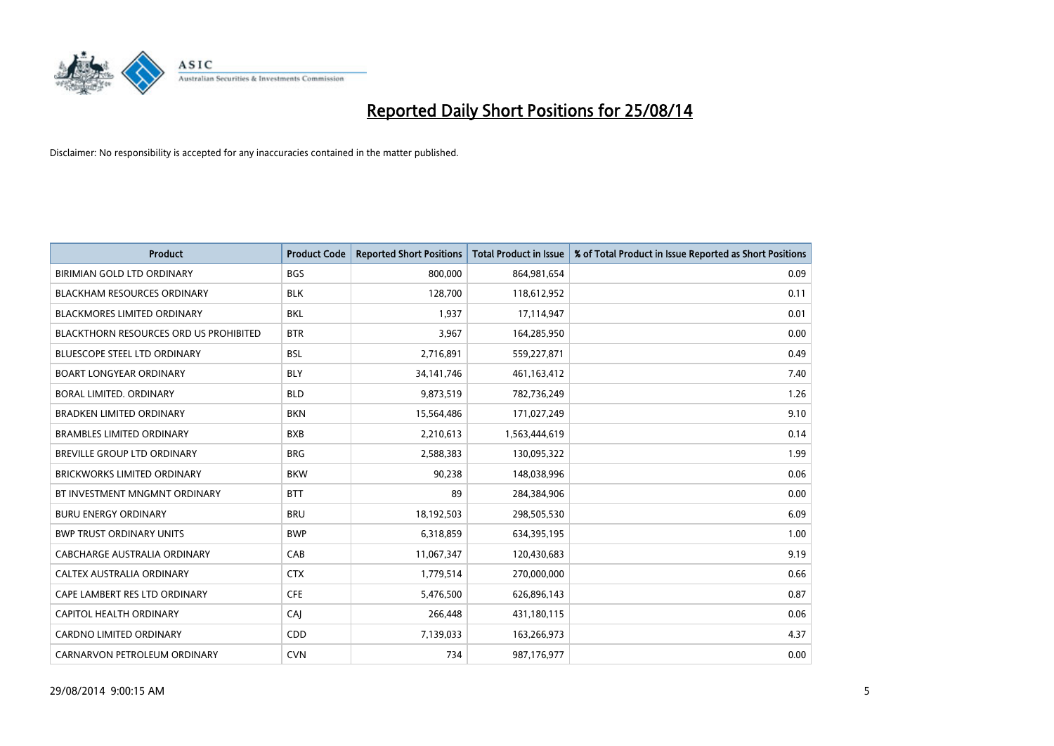# Reported Daily Short Positions for 25/08/14

Disclaimer: No responsibility is accepted for any inaccuracies contained in the matter published.

| Product | Product Code | Reported Short Positions | Total Product in Issue | % of Total Product in Issue Reported as Short Positions |
|---|---|---|---|---|
| BIRIMIAN GOLD LTD ORDINARY | BGS | 800,000 | 864,981,654 | 0.09 |
| BLACKHAM RESOURCES ORDINARY | BLK | 128,700 | 118,612,952 | 0.11 |
| BLACKMORES LIMITED ORDINARY | BKL | 1,937 | 17,114,947 | 0.01 |
| BLACKTHORN RESOURCES ORD US PROHIBITED | BTR | 3,967 | 164,285,950 | 0.00 |
| BLUESCOPE STEEL LTD ORDINARY | BSL | 2,716,891 | 559,227,871 | 0.49 |
| BOART LONGYEAR ORDINARY | BLY | 34,141,746 | 461,163,412 | 7.40 |
| BORAL LIMITED. ORDINARY | BLD | 9,873,519 | 782,736,249 | 1.26 |
| BRADKEN LIMITED ORDINARY | BKN | 15,564,486 | 171,027,249 | 9.10 |
| BRAMBLES LIMITED ORDINARY | BXB | 2,210,613 | 1,563,444,619 | 0.14 |
| BREVILLE GROUP LTD ORDINARY | BRG | 2,588,383 | 130,095,322 | 1.99 |
| BRICKWORKS LIMITED ORDINARY | BKW | 90,238 | 148,038,996 | 0.06 |
| BT INVESTMENT MNGMNT ORDINARY | BTT | 89 | 284,384,906 | 0.00 |
| BURU ENERGY ORDINARY | BRU | 18,192,503 | 298,505,530 | 6.09 |
| BWP TRUST ORDINARY UNITS | BWP | 6,318,859 | 634,395,195 | 1.00 |
| CABCHARGE AUSTRALIA ORDINARY | CAB | 11,067,347 | 120,430,683 | 9.19 |
| CALTEX AUSTRALIA ORDINARY | CTX | 1,779,514 | 270,000,000 | 0.66 |
| CAPE LAMBERT RES LTD ORDINARY | CFE | 5,476,500 | 626,896,143 | 0.87 |
| CAPITOL HEALTH ORDINARY | CAJ | 266,448 | 431,180,115 | 0.06 |
| CARDNO LIMITED ORDINARY | CDD | 7,139,033 | 163,266,973 | 4.37 |
| CARNARVON PETROLEUM ORDINARY | CVN | 734 | 987,176,977 | 0.00 |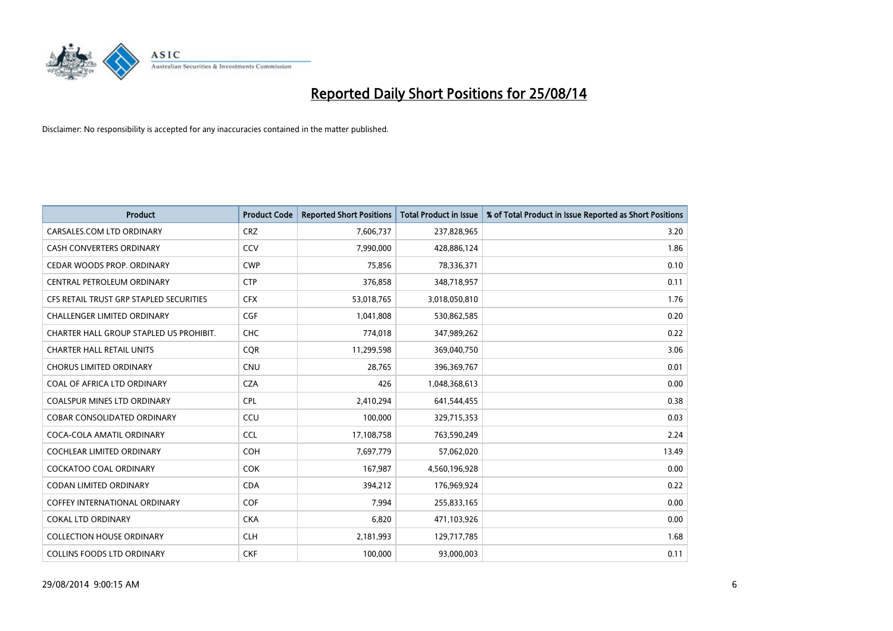# Reported Daily Short Positions for 25/08/14

Disclaimer: No responsibility is accepted for any inaccuracies contained in the matter published.

| Product | Product Code | Reported Short Positions | Total Product in Issue | % of Total Product in Issue Reported as Short Positions |
|---|---|---|---|---|
| CARSALES.COM LTD ORDINARY | CRZ | 7,606,737 | 237,828,965 | 3.20 |
| CASH CONVERTERS ORDINARY | CCV | 7,990,000 | 428,886,124 | 1.86 |
| CEDAR WOODS PROP. ORDINARY | CWP | 75,856 | 78,336,371 | 0.10 |
| CENTRAL PETROLEUM ORDINARY | CTP | 376,858 | 348,718,957 | 0.11 |
| CFS RETAIL TRUST GRP STAPLED SECURITIES | CFX | 53,018,765 | 3,018,050,810 | 1.76 |
| CHALLENGER LIMITED ORDINARY | CGF | 1,041,808 | 530,862,585 | 0.20 |
| CHARTER HALL GROUP STAPLED US PROHIBIT. | CHC | 774,018 | 347,989,262 | 0.22 |
| CHARTER HALL RETAIL UNITS | CQR | 11,299,598 | 369,040,750 | 3.06 |
| CHORUS LIMITED ORDINARY | CNU | 28,765 | 396,369,767 | 0.01 |
| COAL OF AFRICA LTD ORDINARY | CZA | 426 | 1,048,368,613 | 0.00 |
| COALSPUR MINES LTD ORDINARY | CPL | 2,410,294 | 641,544,455 | 0.38 |
| COBAR CONSOLIDATED ORDINARY | CCU | 100,000 | 329,715,353 | 0.03 |
| COCA-COLA AMATIL ORDINARY | CCL | 17,108,758 | 763,590,249 | 2.24 |
| COCHLEAR LIMITED ORDINARY | COH | 7,697,779 | 57,062,020 | 13.49 |
| COCKATOO COAL ORDINARY | COK | 167,987 | 4,560,196,928 | 0.00 |
| CODAN LIMITED ORDINARY | CDA | 394,212 | 176,969,924 | 0.22 |
| COFFEY INTERNATIONAL ORDINARY | COF | 7,994 | 255,833,165 | 0.00 |
| COKAL LTD ORDINARY | CKA | 6,820 | 471,103,926 | 0.00 |
| COLLECTION HOUSE ORDINARY | CLH | 2,181,993 | 129,717,785 | 1.68 |
| COLLINS FOODS LTD ORDINARY | CKF | 100,000 | 93,000,003 | 0.11 |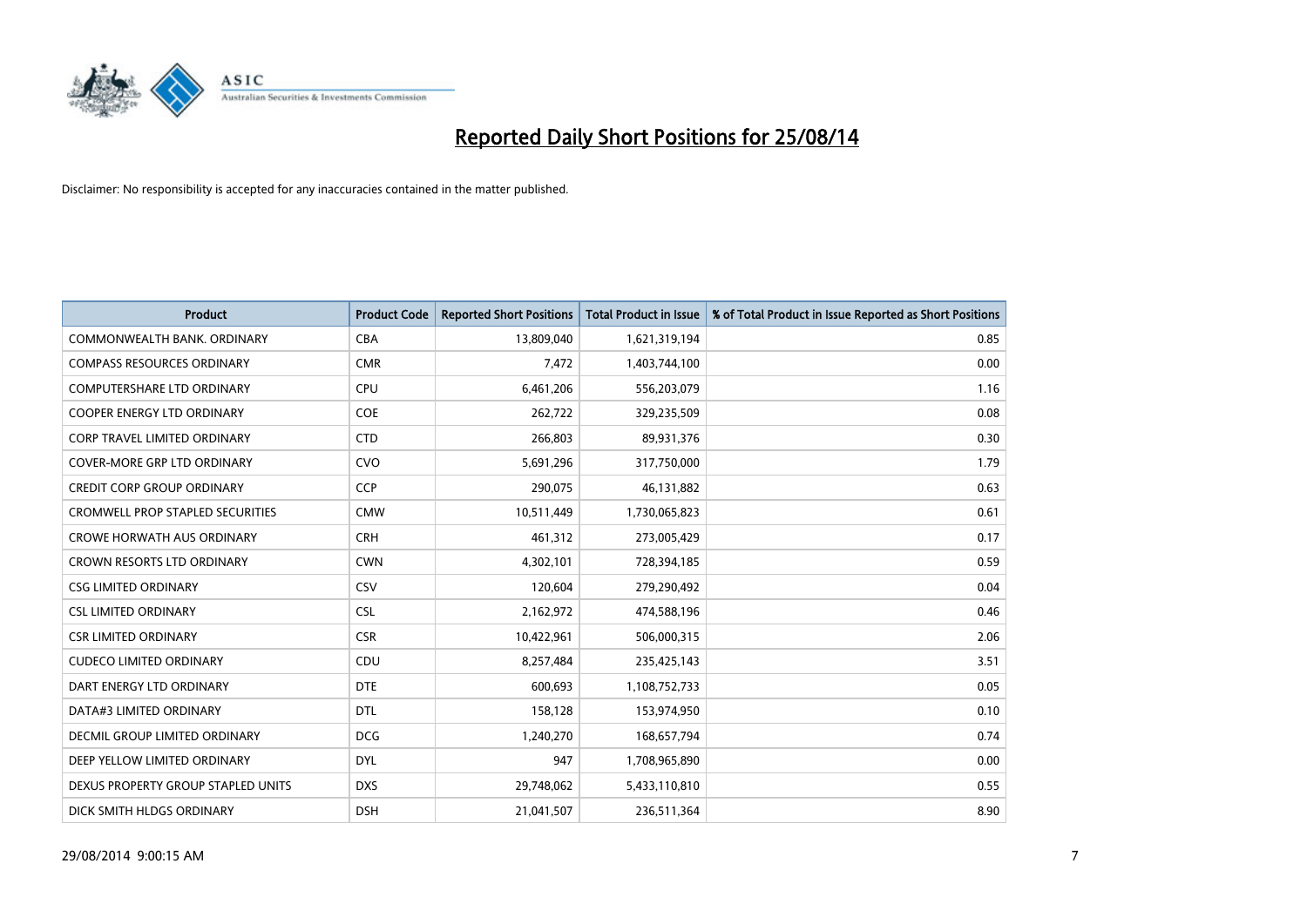# Reported Daily Short Positions for 25/08/14

Disclaimer: No responsibility is accepted for any inaccuracies contained in the matter published.

| Product | Product Code | Reported Short Positions | Total Product in Issue | % of Total Product in Issue Reported as Short Positions |
|---|---|---|---|---|
| COMMONWEALTH BANK. ORDINARY | CBA | 13,809,040 | 1,621,319,194 | 0.85 |
| COMPASS RESOURCES ORDINARY | CMR | 7,472 | 1,403,744,100 | 0.00 |
| COMPUTERSHARE LTD ORDINARY | CPU | 6,461,206 | 556,203,079 | 1.16 |
| COOPER ENERGY LTD ORDINARY | COE | 262,722 | 329,235,509 | 0.08 |
| CORP TRAVEL LIMITED ORDINARY | CTD | 266,803 | 89,931,376 | 0.30 |
| COVER-MORE GRP LTD ORDINARY | CVO | 5,691,296 | 317,750,000 | 1.79 |
| CREDIT CORP GROUP ORDINARY | CCP | 290,075 | 46,131,882 | 0.63 |
| CROMWELL PROP STAPLED SECURITIES | CMW | 10,511,449 | 1,730,065,823 | 0.61 |
| CROWE HORWATH AUS ORDINARY | CRH | 461,312 | 273,005,429 | 0.17 |
| CROWN RESORTS LTD ORDINARY | CWN | 4,302,101 | 728,394,185 | 0.59 |
| CSG LIMITED ORDINARY | CSV | 120,604 | 279,290,492 | 0.04 |
| CSL LIMITED ORDINARY | CSL | 2,162,972 | 474,588,196 | 0.46 |
| CSR LIMITED ORDINARY | CSR | 10,422,961 | 506,000,315 | 2.06 |
| CUDECO LIMITED ORDINARY | CDU | 8,257,484 | 235,425,143 | 3.51 |
| DART ENERGY LTD ORDINARY | DTE | 600,693 | 1,108,752,733 | 0.05 |
| DATA#3 LIMITED ORDINARY | DTL | 158,128 | 153,974,950 | 0.10 |
| DECMIL GROUP LIMITED ORDINARY | DCG | 1,240,270 | 168,657,794 | 0.74 |
| DEEP YELLOW LIMITED ORDINARY | DYL | 947 | 1,708,965,890 | 0.00 |
| DEXUS PROPERTY GROUP STAPLED UNITS | DXS | 29,748,062 | 5,433,110,810 | 0.55 |
| DICK SMITH HLDGS ORDINARY | DSH | 21,041,507 | 236,511,364 | 8.90 |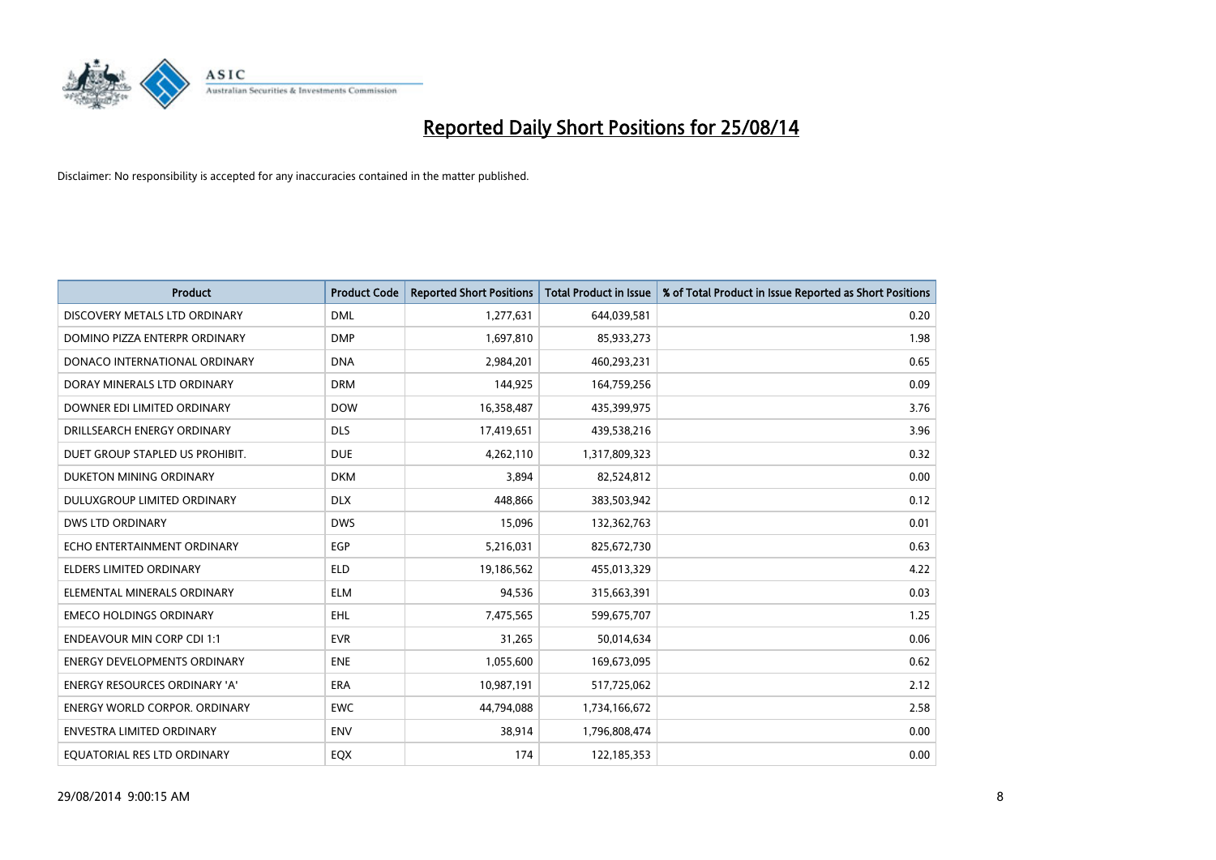# Reported Daily Short Positions for 25/08/14

Disclaimer: No responsibility is accepted for any inaccuracies contained in the matter published.

| Product | Product Code | Reported Short Positions | Total Product in Issue | % of Total Product in Issue Reported as Short Positions |
|---|---|---|---|---|
| DISCOVERY METALS LTD ORDINARY | DML | 1,277,631 | 644,039,581 | 0.20 |
| DOMINO PIZZA ENTERPR ORDINARY | DMP | 1,697,810 | 85,933,273 | 1.98 |
| DONACO INTERNATIONAL ORDINARY | DNA | 2,984,201 | 460,293,231 | 0.65 |
| DORAY MINERALS LTD ORDINARY | DRM | 144,925 | 164,759,256 | 0.09 |
| DOWNER EDI LIMITED ORDINARY | DOW | 16,358,487 | 435,399,975 | 3.76 |
| DRILLSEARCH ENERGY ORDINARY | DLS | 17,419,651 | 439,538,216 | 3.96 |
| DUET GROUP STAPLED US PROHIBIT. | DUE | 4,262,110 | 1,317,809,323 | 0.32 |
| DUKETON MINING ORDINARY | DKM | 3,894 | 82,524,812 | 0.00 |
| DULUXGROUP LIMITED ORDINARY | DLX | 448,866 | 383,503,942 | 0.12 |
| DWS LTD ORDINARY | DWS | 15,096 | 132,362,763 | 0.01 |
| ECHO ENTERTAINMENT ORDINARY | EGP | 5,216,031 | 825,672,730 | 0.63 |
| ELDERS LIMITED ORDINARY | ELD | 19,186,562 | 455,013,329 | 4.22 |
| ELEMENTAL MINERALS ORDINARY | ELM | 94,536 | 315,663,391 | 0.03 |
| EMECO HOLDINGS ORDINARY | EHL | 7,475,565 | 599,675,707 | 1.25 |
| ENDEAVOUR MIN CORP CDI 1:1 | EVR | 31,265 | 50,014,634 | 0.06 |
| ENERGY DEVELOPMENTS ORDINARY | ENE | 1,055,600 | 169,673,095 | 0.62 |
| ENERGY RESOURCES ORDINARY 'A' | ERA | 10,987,191 | 517,725,062 | 2.12 |
| ENERGY WORLD CORPOR. ORDINARY | EWC | 44,794,088 | 1,734,166,672 | 2.58 |
| ENVESTRA LIMITED ORDINARY | ENV | 38,914 | 1,796,808,474 | 0.00 |
| EQUATORIAL RES LTD ORDINARY | EQX | 174 | 122,185,353 | 0.00 |

29/08/2014 9:00:15 AM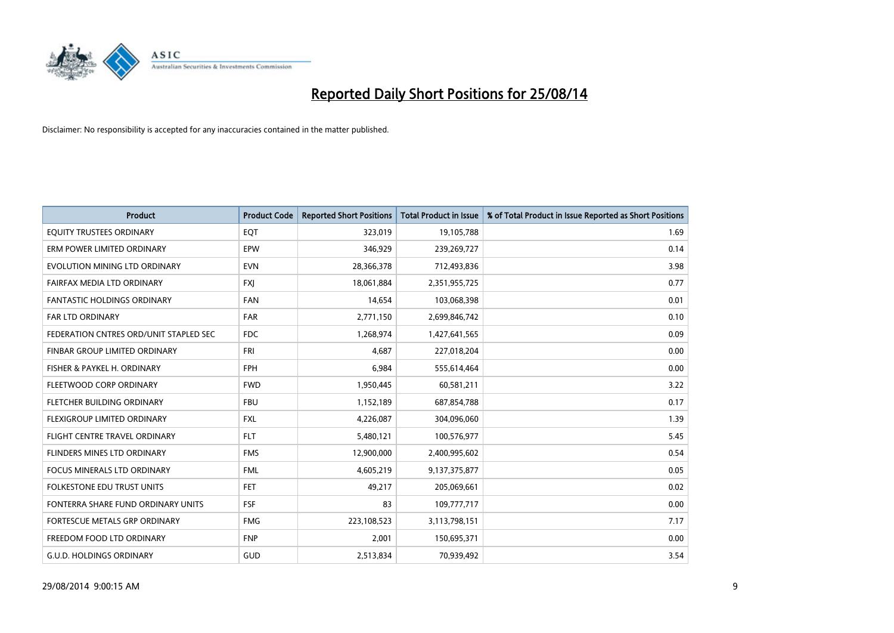# Reported Daily Short Positions for 25/08/14

Disclaimer: No responsibility is accepted for any inaccuracies contained in the matter published.

| Product | Product Code | Reported Short Positions | Total Product in Issue | % of Total Product in Issue Reported as Short Positions |
|---|---|---|---|---|
| EQUITY TRUSTEES ORDINARY | EQT | 323,019 | 19,105,788 | 1.69 |
| ERM POWER LIMITED ORDINARY | EPW | 346,929 | 239,269,727 | 0.14 |
| EVOLUTION MINING LTD ORDINARY | EVN | 28,366,378 | 712,493,836 | 3.98 |
| FAIRFAX MEDIA LTD ORDINARY | FXJ | 18,061,884 | 2,351,955,725 | 0.77 |
| FANTASTIC HOLDINGS ORDINARY | FAN | 14,654 | 103,068,398 | 0.01 |
| FAR LTD ORDINARY | FAR | 2,771,150 | 2,699,846,742 | 0.10 |
| FEDERATION CNTRES ORD/UNIT STAPLED SEC | FDC | 1,268,974 | 1,427,641,565 | 0.09 |
| FINBAR GROUP LIMITED ORDINARY | FRI | 4,687 | 227,018,204 | 0.00 |
| FISHER & PAYKEL H. ORDINARY | FPH | 6,984 | 555,614,464 | 0.00 |
| FLEETWOOD CORP ORDINARY | FWD | 1,950,445 | 60,581,211 | 3.22 |
| FLETCHER BUILDING ORDINARY | FBU | 1,152,189 | 687,854,788 | 0.17 |
| FLEXIGROUP LIMITED ORDINARY | FXL | 4,226,087 | 304,096,060 | 1.39 |
| FLIGHT CENTRE TRAVEL ORDINARY | FLT | 5,480,121 | 100,576,977 | 5.45 |
| FLINDERS MINES LTD ORDINARY | FMS | 12,900,000 | 2,400,995,602 | 0.54 |
| FOCUS MINERALS LTD ORDINARY | FML | 4,605,219 | 9,137,375,877 | 0.05 |
| FOLKESTONE EDU TRUST UNITS | FET | 49,217 | 205,069,661 | 0.02 |
| FONTERRA SHARE FUND ORDINARY UNITS | FSF | 83 | 109,777,717 | 0.00 |
| FORTESCUE METALS GRP ORDINARY | FMG | 223,108,523 | 3,113,798,151 | 7.17 |
| FREEDOM FOOD LTD ORDINARY | FNP | 2,001 | 150,695,371 | 0.00 |
| G.U.D. HOLDINGS ORDINARY | GUD | 2,513,834 | 70,939,492 | 3.54 |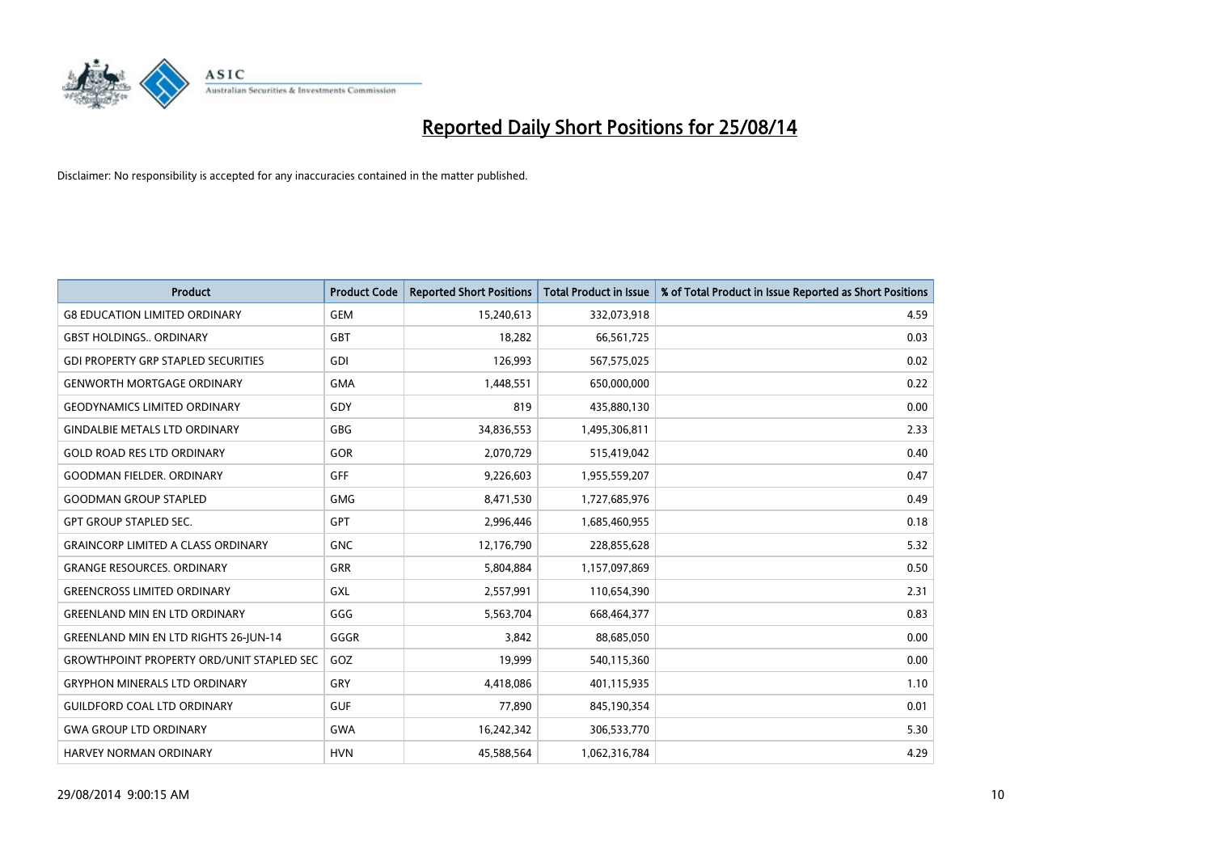# Reported Daily Short Positions for 25/08/14

Disclaimer: No responsibility is accepted for any inaccuracies contained in the matter published.

| Product | Product Code | Reported Short Positions | Total Product in Issue | % of Total Product in Issue Reported as Short Positions |
|---|---|---|---|---|
| G8 EDUCATION LIMITED ORDINARY | GEM | 15,240,613 | 332,073,918 | 4.59 |
| GBST HOLDINGS.. ORDINARY | GBT | 18,282 | 66,561,725 | 0.03 |
| GDI PROPERTY GRP STAPLED SECURITIES | GDI | 126,993 | 567,575,025 | 0.02 |
| GENWORTH MORTGAGE ORDINARY | GMA | 1,448,551 | 650,000,000 | 0.22 |
| GEODYNAMICS LIMITED ORDINARY | GDY | 819 | 435,880,130 | 0.00 |
| GINDALBIE METALS LTD ORDINARY | GBG | 34,836,553 | 1,495,306,811 | 2.33 |
| GOLD ROAD RES LTD ORDINARY | GOR | 2,070,729 | 515,419,042 | 0.40 |
| GOODMAN FIELDER. ORDINARY | GFF | 9,226,603 | 1,955,559,207 | 0.47 |
| GOODMAN GROUP STAPLED | GMG | 8,471,530 | 1,727,685,976 | 0.49 |
| GPT GROUP STAPLED SEC. | GPT | 2,996,446 | 1,685,460,955 | 0.18 |
| GRAINCORP LIMITED A CLASS ORDINARY | GNC | 12,176,790 | 228,855,628 | 5.32 |
| GRANGE RESOURCES. ORDINARY | GRR | 5,804,884 | 1,157,097,869 | 0.50 |
| GREENCROSS LIMITED ORDINARY | GXL | 2,557,991 | 110,654,390 | 2.31 |
| GREENLAND MIN EN LTD ORDINARY | GGG | 5,563,704 | 668,464,377 | 0.83 |
| GREENLAND MIN EN LTD RIGHTS 26-JUN-14 | GGGR | 3,842 | 88,685,050 | 0.00 |
| GROWTHPOINT PROPERTY ORD/UNIT STAPLED SEC | GOZ | 19,999 | 540,115,360 | 0.00 |
| GRYPHON MINERALS LTD ORDINARY | GRY | 4,418,086 | 401,115,935 | 1.10 |
| GUILDFORD COAL LTD ORDINARY | GUF | 77,890 | 845,190,354 | 0.01 |
| GWA GROUP LTD ORDINARY | GWA | 16,242,342 | 306,533,770 | 5.30 |
| HARVEY NORMAN ORDINARY | HVN | 45,588,564 | 1,062,316,784 | 4.29 |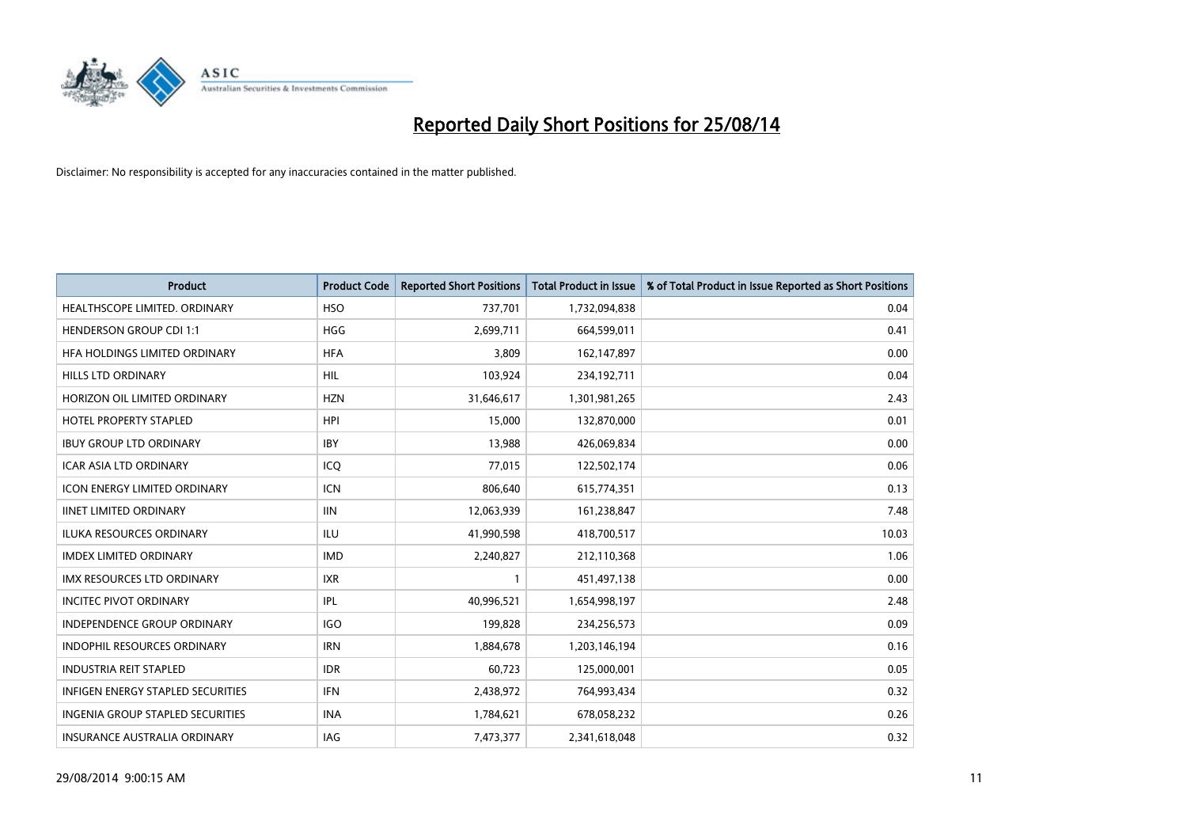# Reported Daily Short Positions for 25/08/14

Disclaimer: No responsibility is accepted for any inaccuracies contained in the matter published.

| Product | Product Code | Reported Short Positions | Total Product in Issue | % of Total Product in Issue Reported as Short Positions |
|---|---|---|---|---|
| HEALTHSCOPE LIMITED. ORDINARY | HSO | 737,701 | 1,732,094,838 | 0.04 |
| HENDERSON GROUP CDI 1:1 | HGG | 2,699,711 | 664,599,011 | 0.41 |
| HFA HOLDINGS LIMITED ORDINARY | HFA | 3,809 | 162,147,897 | 0.00 |
| HILLS LTD ORDINARY | HIL | 103,924 | 234,192,711 | 0.04 |
| HORIZON OIL LIMITED ORDINARY | HZN | 31,646,617 | 1,301,981,265 | 2.43 |
| HOTEL PROPERTY STAPLED | HPI | 15,000 | 132,870,000 | 0.01 |
| IBUY GROUP LTD ORDINARY | IBY | 13,988 | 426,069,834 | 0.00 |
| ICAR ASIA LTD ORDINARY | ICQ | 77,015 | 122,502,174 | 0.06 |
| ICON ENERGY LIMITED ORDINARY | ICN | 806,640 | 615,774,351 | 0.13 |
| IINET LIMITED ORDINARY | IIN | 12,063,939 | 161,238,847 | 7.48 |
| ILUKA RESOURCES ORDINARY | ILU | 41,990,598 | 418,700,517 | 10.03 |
| IMDEX LIMITED ORDINARY | IMD | 2,240,827 | 212,110,368 | 1.06 |
| IMX RESOURCES LTD ORDINARY | IXR | 1 | 451,497,138 | 0.00 |
| INCITEC PIVOT ORDINARY | IPL | 40,996,521 | 1,654,998,197 | 2.48 |
| INDEPENDENCE GROUP ORDINARY | IGO | 199,828 | 234,256,573 | 0.09 |
| INDOPHIL RESOURCES ORDINARY | IRN | 1,884,678 | 1,203,146,194 | 0.16 |
| INDUSTRIA REIT STAPLED | IDR | 60,723 | 125,000,001 | 0.05 |
| INFIGEN ENERGY STAPLED SECURITIES | IFN | 2,438,972 | 764,993,434 | 0.32 |
| INGENIA GROUP STAPLED SECURITIES | INA | 1,784,621 | 678,058,232 | 0.26 |
| INSURANCE AUSTRALIA ORDINARY | IAG | 7,473,377 | 2,341,618,048 | 0.32 |

29/08/2014 9:00:15 AM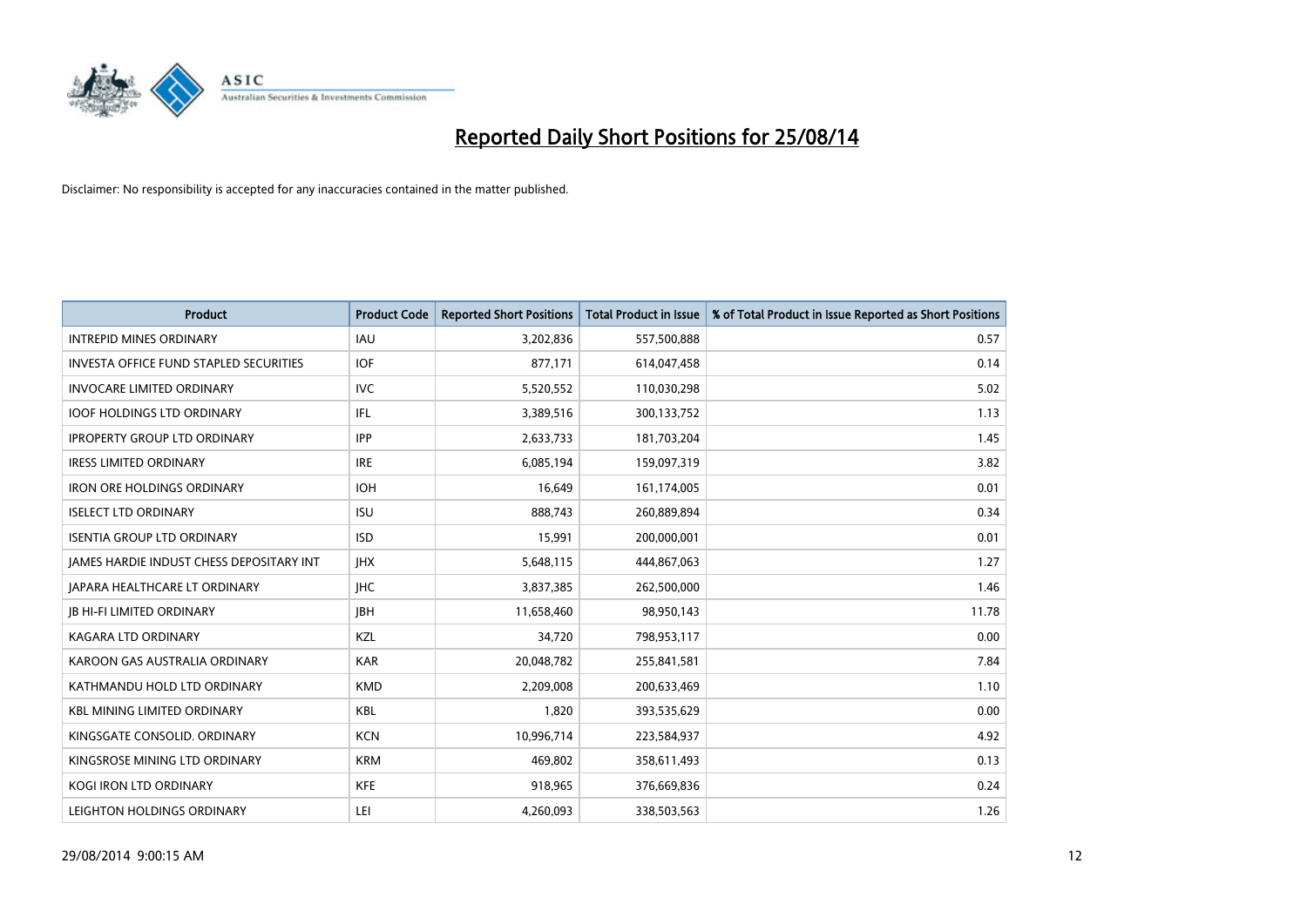# Reported Daily Short Positions for 25/08/14

Disclaimer: No responsibility is accepted for any inaccuracies contained in the matter published.

| Product | Product Code | Reported Short Positions | Total Product in Issue | % of Total Product in Issue Reported as Short Positions |
|---|---|---|---|---|
| INTREPID MINES ORDINARY | IAU | 3,202,836 | 557,500,888 | 0.57 |
| INVESTA OFFICE FUND STAPLED SECURITIES | IOF | 877,171 | 614,047,458 | 0.14 |
| INVOCARE LIMITED ORDINARY | IVC | 5,520,552 | 110,030,298 | 5.02 |
| IOOF HOLDINGS LTD ORDINARY | IFL | 3,389,516 | 300,133,752 | 1.13 |
| IPROPERTY GROUP LTD ORDINARY | IPP | 2,633,733 | 181,703,204 | 1.45 |
| IRESS LIMITED ORDINARY | IRE | 6,085,194 | 159,097,319 | 3.82 |
| IRON ORE HOLDINGS ORDINARY | IOH | 16,649 | 161,174,005 | 0.01 |
| ISELECT LTD ORDINARY | ISU | 888,743 | 260,889,894 | 0.34 |
| ISENTIA GROUP LTD ORDINARY | ISD | 15,991 | 200,000,001 | 0.01 |
| JAMES HARDIE INDUST CHESS DEPOSITARY INT | JHX | 5,648,115 | 444,867,063 | 1.27 |
| JAPARA HEALTHCARE LT ORDINARY | JHC | 3,837,385 | 262,500,000 | 1.46 |
| JB HI-FI LIMITED ORDINARY | JBH | 11,658,460 | 98,950,143 | 11.78 |
| KAGARA LTD ORDINARY | KZL | 34,720 | 798,953,117 | 0.00 |
| KAROON GAS AUSTRALIA ORDINARY | KAR | 20,048,782 | 255,841,581 | 7.84 |
| KATHMANDU HOLD LTD ORDINARY | KMD | 2,209,008 | 200,633,469 | 1.10 |
| KBL MINING LIMITED ORDINARY | KBL | 1,820 | 393,535,629 | 0.00 |
| KINGSGATE CONSOLID. ORDINARY | KCN | 10,996,714 | 223,584,937 | 4.92 |
| KINGSROSE MINING LTD ORDINARY | KRM | 469,802 | 358,611,493 | 0.13 |
| KOGI IRON LTD ORDINARY | KFE | 918,965 | 376,669,836 | 0.24 |
| LEIGHTON HOLDINGS ORDINARY | LEI | 4,260,093 | 338,503,563 | 1.26 |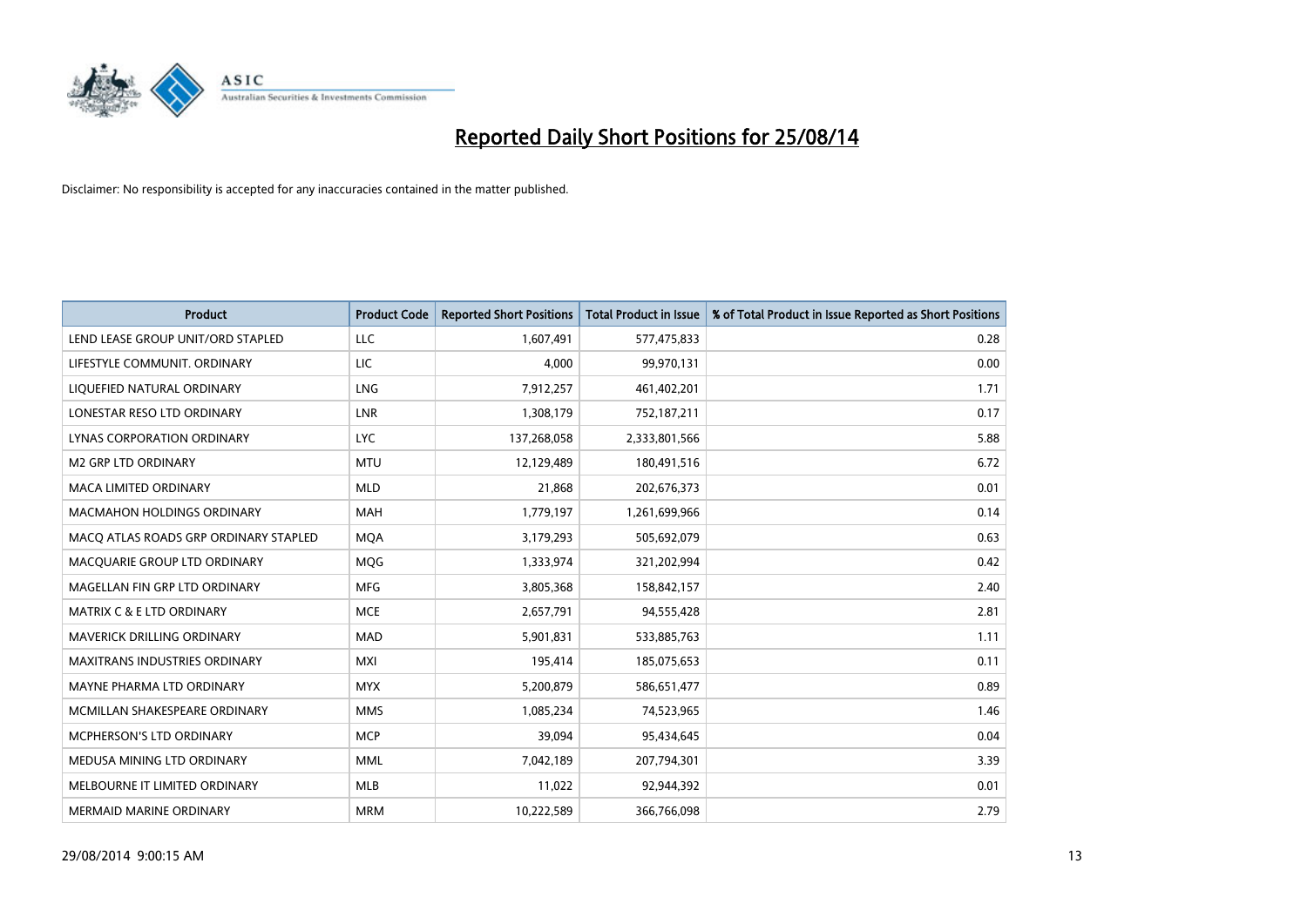# Reported Daily Short Positions for 25/08/14

Disclaimer: No responsibility is accepted for any inaccuracies contained in the matter published.

| Product | Product Code | Reported Short Positions | Total Product in Issue | % of Total Product in Issue Reported as Short Positions |
|---|---|---|---|---|
| LEND LEASE GROUP UNIT/ORD STAPLED | LLC | 1,607,491 | 577,475,833 | 0.28 |
| LIFESTYLE COMMUNIT. ORDINARY | LIC | 4,000 | 99,970,131 | 0.00 |
| LIQUEFIED NATURAL ORDINARY | LNG | 7,912,257 | 461,402,201 | 1.71 |
| LONESTAR RESO LTD ORDINARY | LNR | 1,308,179 | 752,187,211 | 0.17 |
| LYNAS CORPORATION ORDINARY | LYC | 137,268,058 | 2,333,801,566 | 5.88 |
| M2 GRP LTD ORDINARY | MTU | 12,129,489 | 180,491,516 | 6.72 |
| MACA LIMITED ORDINARY | MLD | 21,868 | 202,676,373 | 0.01 |
| MACMAHON HOLDINGS ORDINARY | MAH | 1,779,197 | 1,261,699,966 | 0.14 |
| MACQ ATLAS ROADS GRP ORDINARY STAPLED | MQA | 3,179,293 | 505,692,079 | 0.63 |
| MACQUARIE GROUP LTD ORDINARY | MQG | 1,333,974 | 321,202,994 | 0.42 |
| MAGELLAN FIN GRP LTD ORDINARY | MFG | 3,805,368 | 158,842,157 | 2.40 |
| MATRIX C & E LTD ORDINARY | MCE | 2,657,791 | 94,555,428 | 2.81 |
| MAVERICK DRILLING ORDINARY | MAD | 5,901,831 | 533,885,763 | 1.11 |
| MAXITRANS INDUSTRIES ORDINARY | MXI | 195,414 | 185,075,653 | 0.11 |
| MAYNE PHARMA LTD ORDINARY | MYX | 5,200,879 | 586,651,477 | 0.89 |
| MCMILLAN SHAKESPEARE ORDINARY | MMS | 1,085,234 | 74,523,965 | 1.46 |
| MCPHERSON'S LTD ORDINARY | MCP | 39,094 | 95,434,645 | 0.04 |
| MEDUSA MINING LTD ORDINARY | MML | 7,042,189 | 207,794,301 | 3.39 |
| MELBOURNE IT LIMITED ORDINARY | MLB | 11,022 | 92,944,392 | 0.01 |
| MERMAID MARINE ORDINARY | MRM | 10,222,589 | 366,766,098 | 2.79 |

29/08/2014 9:00:15 AM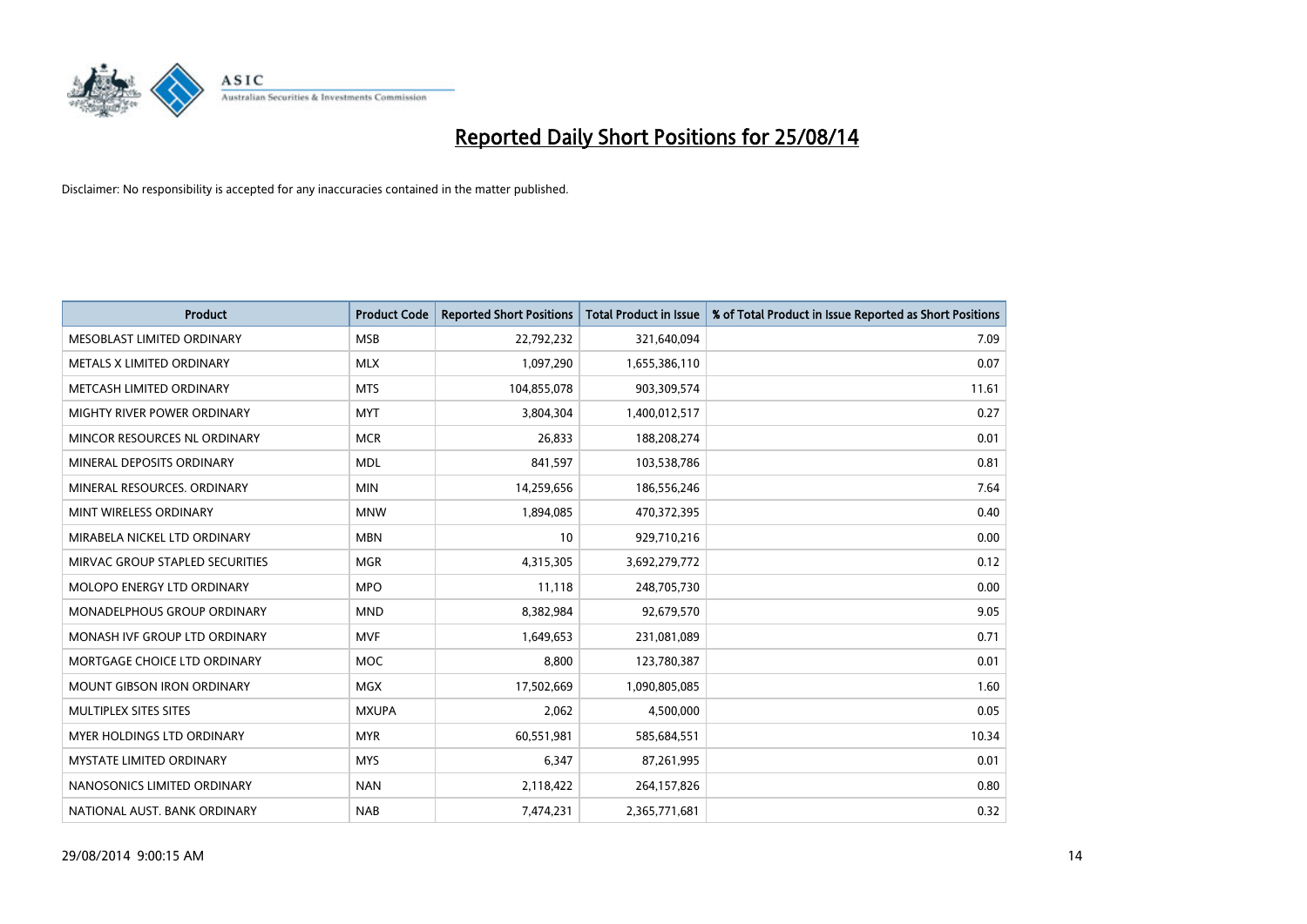# Reported Daily Short Positions for 25/08/14

Disclaimer: No responsibility is accepted for any inaccuracies contained in the matter published.

| Product | Product Code | Reported Short Positions | Total Product in Issue | % of Total Product in Issue Reported as Short Positions |
|---|---|---|---|---|
| MESOBLAST LIMITED ORDINARY | MSB | 22,792,232 | 321,640,094 | 7.09 |
| METALS X LIMITED ORDINARY | MLX | 1,097,290 | 1,655,386,110 | 0.07 |
| METCASH LIMITED ORDINARY | MTS | 104,855,078 | 903,309,574 | 11.61 |
| MIGHTY RIVER POWER ORDINARY | MYT | 3,804,304 | 1,400,012,517 | 0.27 |
| MINCOR RESOURCES NL ORDINARY | MCR | 26,833 | 188,208,274 | 0.01 |
| MINERAL DEPOSITS ORDINARY | MDL | 841,597 | 103,538,786 | 0.81 |
| MINERAL RESOURCES. ORDINARY | MIN | 14,259,656 | 186,556,246 | 7.64 |
| MINT WIRELESS ORDINARY | MNW | 1,894,085 | 470,372,395 | 0.40 |
| MIRABELA NICKEL LTD ORDINARY | MBN | 10 | 929,710,216 | 0.00 |
| MIRVAC GROUP STAPLED SECURITIES | MGR | 4,315,305 | 3,692,279,772 | 0.12 |
| MOLOPO ENERGY LTD ORDINARY | MPO | 11,118 | 248,705,730 | 0.00 |
| MONADELPHOUS GROUP ORDINARY | MND | 8,382,984 | 92,679,570 | 9.05 |
| MONASH IVF GROUP LTD ORDINARY | MVF | 1,649,653 | 231,081,089 | 0.71 |
| MORTGAGE CHOICE LTD ORDINARY | MOC | 8,800 | 123,780,387 | 0.01 |
| MOUNT GIBSON IRON ORDINARY | MGX | 17,502,669 | 1,090,805,085 | 1.60 |
| MULTIPLEX SITES SITES | MXUPA | 2,062 | 4,500,000 | 0.05 |
| MYER HOLDINGS LTD ORDINARY | MYR | 60,551,981 | 585,684,551 | 10.34 |
| MYSTATE LIMITED ORDINARY | MYS | 6,347 | 87,261,995 | 0.01 |
| NANOSONICS LIMITED ORDINARY | NAN | 2,118,422 | 264,157,826 | 0.80 |
| NATIONAL AUST. BANK ORDINARY | NAB | 7,474,231 | 2,365,771,681 | 0.32 |

29/08/2014 9:00:15 AM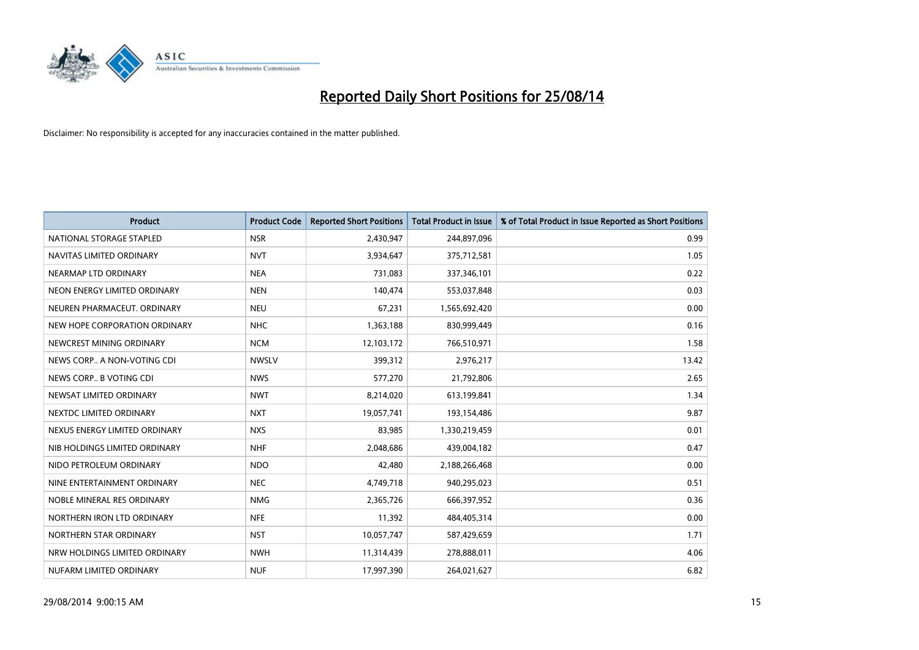# Reported Daily Short Positions for 25/08/14

Disclaimer: No responsibility is accepted for any inaccuracies contained in the matter published.

| Product | Product Code | Reported Short Positions | Total Product in Issue | % of Total Product in Issue Reported as Short Positions |
| --- | --- | --- | --- | --- |
| NATIONAL STORAGE STAPLED | NSR | 2,430,947 | 244,897,096 | 0.99 |
| NAVITAS LIMITED ORDINARY | NVT | 3,934,647 | 375,712,581 | 1.05 |
| NEARMAP LTD ORDINARY | NEA | 731,083 | 337,346,101 | 0.22 |
| NEON ENERGY LIMITED ORDINARY | NEN | 140,474 | 553,037,848 | 0.03 |
| NEUREN PHARMACEUT. ORDINARY | NEU | 67,231 | 1,565,692,420 | 0.00 |
| NEW HOPE CORPORATION ORDINARY | NHC | 1,363,188 | 830,999,449 | 0.16 |
| NEWCREST MINING ORDINARY | NCM | 12,103,172 | 766,510,971 | 1.58 |
| NEWS CORP.. A NON-VOTING CDI | NWSLV | 399,312 | 2,976,217 | 13.42 |
| NEWS CORP.. B VOTING CDI | NWS | 577,270 | 21,792,806 | 2.65 |
| NEWSAT LIMITED ORDINARY | NWT | 8,214,020 | 613,199,841 | 1.34 |
| NEXTDC LIMITED ORDINARY | NXT | 19,057,741 | 193,154,486 | 9.87 |
| NEXUS ENERGY LIMITED ORDINARY | NXS | 83,985 | 1,330,219,459 | 0.01 |
| NIB HOLDINGS LIMITED ORDINARY | NHF | 2,048,686 | 439,004,182 | 0.47 |
| NIDO PETROLEUM ORDINARY | NDO | 42,480 | 2,188,266,468 | 0.00 |
| NINE ENTERTAINMENT ORDINARY | NEC | 4,749,718 | 940,295,023 | 0.51 |
| NOBLE MINERAL RES ORDINARY | NMG | 2,365,726 | 666,397,952 | 0.36 |
| NORTHERN IRON LTD ORDINARY | NFE | 11,392 | 484,405,314 | 0.00 |
| NORTHERN STAR ORDINARY | NST | 10,057,747 | 587,429,659 | 1.71 |
| NRW HOLDINGS LIMITED ORDINARY | NWH | 11,314,439 | 278,888,011 | 4.06 |
| NUFARM LIMITED ORDINARY | NUF | 17,997,390 | 264,021,627 | 6.82 |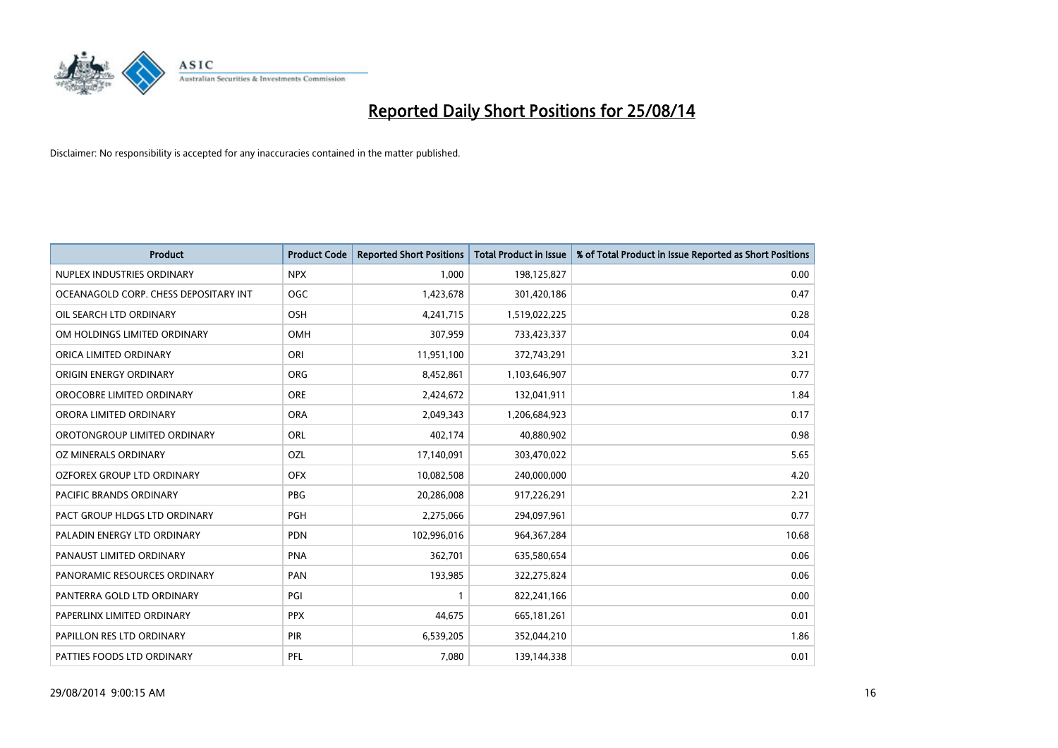# Reported Daily Short Positions for 25/08/14

Disclaimer: No responsibility is accepted for any inaccuracies contained in the matter published.

| Product | Product Code | Reported Short Positions | Total Product in Issue | % of Total Product in Issue Reported as Short Positions |
| --- | --- | --- | --- | --- |
| NUPLEX INDUSTRIES ORDINARY | NPX | 1,000 | 198,125,827 | 0.00 |
| OCEANAGOLD CORP. CHESS DEPOSITARY INT | OGC | 1,423,678 | 301,420,186 | 0.47 |
| OIL SEARCH LTD ORDINARY | OSH | 4,241,715 | 1,519,022,225 | 0.28 |
| OM HOLDINGS LIMITED ORDINARY | OMH | 307,959 | 733,423,337 | 0.04 |
| ORICA LIMITED ORDINARY | ORI | 11,951,100 | 372,743,291 | 3.21 |
| ORIGIN ENERGY ORDINARY | ORG | 8,452,861 | 1,103,646,907 | 0.77 |
| OROCOBRE LIMITED ORDINARY | ORE | 2,424,672 | 132,041,911 | 1.84 |
| ORORA LIMITED ORDINARY | ORA | 2,049,343 | 1,206,684,923 | 0.17 |
| OROTONGROUP LIMITED ORDINARY | ORL | 402,174 | 40,880,902 | 0.98 |
| OZ MINERALS ORDINARY | OZL | 17,140,091 | 303,470,022 | 5.65 |
| OZFOREX GROUP LTD ORDINARY | OFX | 10,082,508 | 240,000,000 | 4.20 |
| PACIFIC BRANDS ORDINARY | PBG | 20,286,008 | 917,226,291 | 2.21 |
| PACT GROUP HLDGS LTD ORDINARY | PGH | 2,275,066 | 294,097,961 | 0.77 |
| PALADIN ENERGY LTD ORDINARY | PDN | 102,996,016 | 964,367,284 | 10.68 |
| PANAUST LIMITED ORDINARY | PNA | 362,701 | 635,580,654 | 0.06 |
| PANORAMIC RESOURCES ORDINARY | PAN | 193,985 | 322,275,824 | 0.06 |
| PANTERRA GOLD LTD ORDINARY | PGI | 1 | 822,241,166 | 0.00 |
| PAPERLINX LIMITED ORDINARY | PPX | 44,675 | 665,181,261 | 0.01 |
| PAPILLON RES LTD ORDINARY | PIR | 6,539,205 | 352,044,210 | 1.86 |
| PATTIES FOODS LTD ORDINARY | PFL | 7,080 | 139,144,338 | 0.01 |

29/08/2014 9:00:15 AM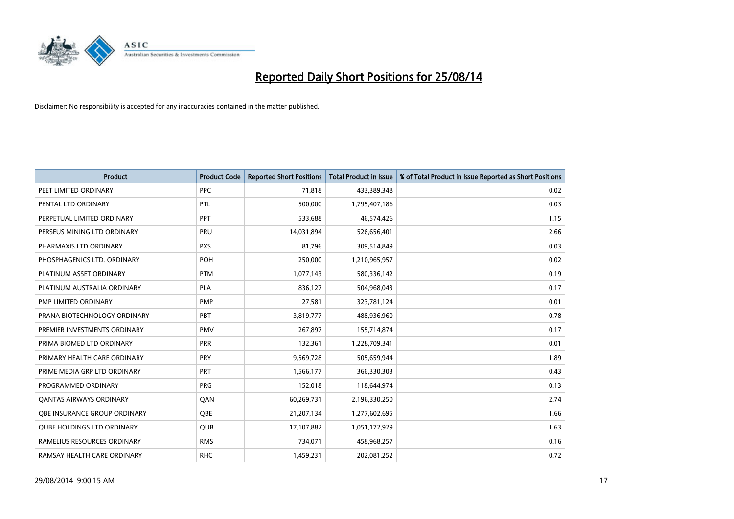# Reported Daily Short Positions for 25/08/14

Disclaimer: No responsibility is accepted for any inaccuracies contained in the matter published.

| Product | Product Code | Reported Short Positions | Total Product in Issue | % of Total Product in Issue Reported as Short Positions |
|---|---|---|---|---|
| PEET LIMITED ORDINARY | PPC | 71,818 | 433,389,348 | 0.02 |
| PENTAL LTD ORDINARY | PTL | 500,000 | 1,795,407,186 | 0.03 |
| PERPETUAL LIMITED ORDINARY | PPT | 533,688 | 46,574,426 | 1.15 |
| PERSEUS MINING LTD ORDINARY | PRU | 14,031,894 | 526,656,401 | 2.66 |
| PHARMAXIS LTD ORDINARY | PXS | 81,796 | 309,514,849 | 0.03 |
| PHOSPHAGENICS LTD. ORDINARY | POH | 250,000 | 1,210,965,957 | 0.02 |
| PLATINUM ASSET ORDINARY | PTM | 1,077,143 | 580,336,142 | 0.19 |
| PLATINUM AUSTRALIA ORDINARY | PLA | 836,127 | 504,968,043 | 0.17 |
| PMP LIMITED ORDINARY | PMP | 27,581 | 323,781,124 | 0.01 |
| PRANA BIOTECHNOLOGY ORDINARY | PBT | 3,819,777 | 488,936,960 | 0.78 |
| PREMIER INVESTMENTS ORDINARY | PMV | 267,897 | 155,714,874 | 0.17 |
| PRIMA BIOMED LTD ORDINARY | PRR | 132,361 | 1,228,709,341 | 0.01 |
| PRIMARY HEALTH CARE ORDINARY | PRY | 9,569,728 | 505,659,944 | 1.89 |
| PRIME MEDIA GRP LTD ORDINARY | PRT | 1,566,177 | 366,330,303 | 0.43 |
| PROGRAMMED ORDINARY | PRG | 152,018 | 118,644,974 | 0.13 |
| QANTAS AIRWAYS ORDINARY | QAN | 60,269,731 | 2,196,330,250 | 2.74 |
| QBE INSURANCE GROUP ORDINARY | QBE | 21,207,134 | 1,277,602,695 | 1.66 |
| QUBE HOLDINGS LTD ORDINARY | QUB | 17,107,882 | 1,051,172,929 | 1.63 |
| RAMELIUS RESOURCES ORDINARY | RMS | 734,071 | 458,968,257 | 0.16 |
| RAMSAY HEALTH CARE ORDINARY | RHC | 1,459,231 | 202,081,252 | 0.72 |

29/08/2014 9:00:15 AM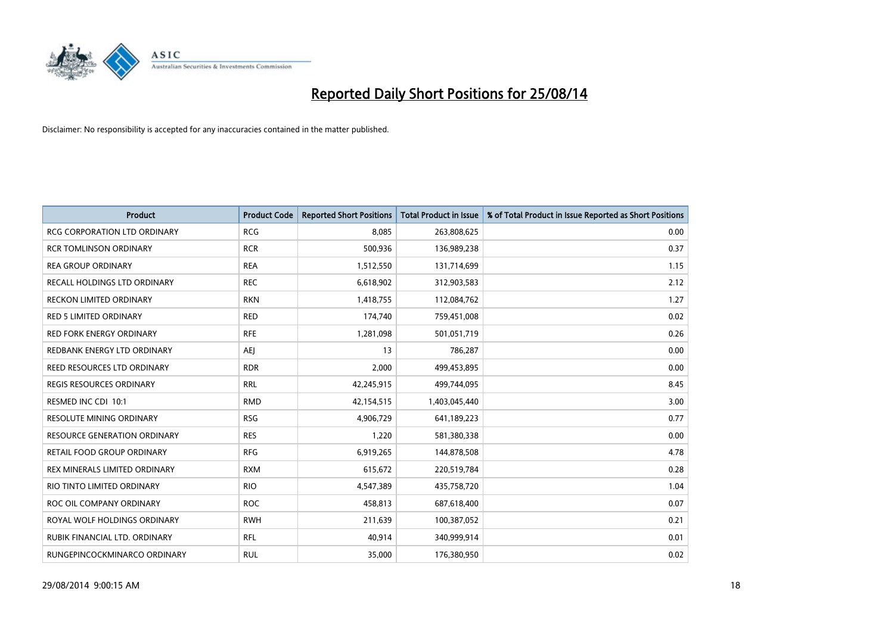# Reported Daily Short Positions for 25/08/14

Disclaimer: No responsibility is accepted for any inaccuracies contained in the matter published.

| Product | Product Code | Reported Short Positions | Total Product in Issue | % of Total Product in Issue Reported as Short Positions |
|---|---|---|---|---|
| RCG CORPORATION LTD ORDINARY | RCG | 8,085 | 263,808,625 | 0.00 |
| RCR TOMLINSON ORDINARY | RCR | 500,936 | 136,989,238 | 0.37 |
| REA GROUP ORDINARY | REA | 1,512,550 | 131,714,699 | 1.15 |
| RECALL HOLDINGS LTD ORDINARY | REC | 6,618,902 | 312,903,583 | 2.12 |
| RECKON LIMITED ORDINARY | RKN | 1,418,755 | 112,084,762 | 1.27 |
| RED 5 LIMITED ORDINARY | RED | 174,740 | 759,451,008 | 0.02 |
| RED FORK ENERGY ORDINARY | RFE | 1,281,098 | 501,051,719 | 0.26 |
| REDBANK ENERGY LTD ORDINARY | AEJ | 13 | 786,287 | 0.00 |
| REED RESOURCES LTD ORDINARY | RDR | 2,000 | 499,453,895 | 0.00 |
| REGIS RESOURCES ORDINARY | RRL | 42,245,915 | 499,744,095 | 8.45 |
| RESMED INC CDI 10:1 | RMD | 42,154,515 | 1,403,045,440 | 3.00 |
| RESOLUTE MINING ORDINARY | RSG | 4,906,729 | 641,189,223 | 0.77 |
| RESOURCE GENERATION ORDINARY | RES | 1,220 | 581,380,338 | 0.00 |
| RETAIL FOOD GROUP ORDINARY | RFG | 6,919,265 | 144,878,508 | 4.78 |
| REX MINERALS LIMITED ORDINARY | RXM | 615,672 | 220,519,784 | 0.28 |
| RIO TINTO LIMITED ORDINARY | RIO | 4,547,389 | 435,758,720 | 1.04 |
| ROC OIL COMPANY ORDINARY | ROC | 458,813 | 687,618,400 | 0.07 |
| ROYAL WOLF HOLDINGS ORDINARY | RWH | 211,639 | 100,387,052 | 0.21 |
| RUBIK FINANCIAL LTD. ORDINARY | RFL | 40,914 | 340,999,914 | 0.01 |
| RUNGEPINCOCKMINARCO ORDINARY | RUL | 35,000 | 176,380,950 | 0.02 |

29/08/2014 9:00:15 AM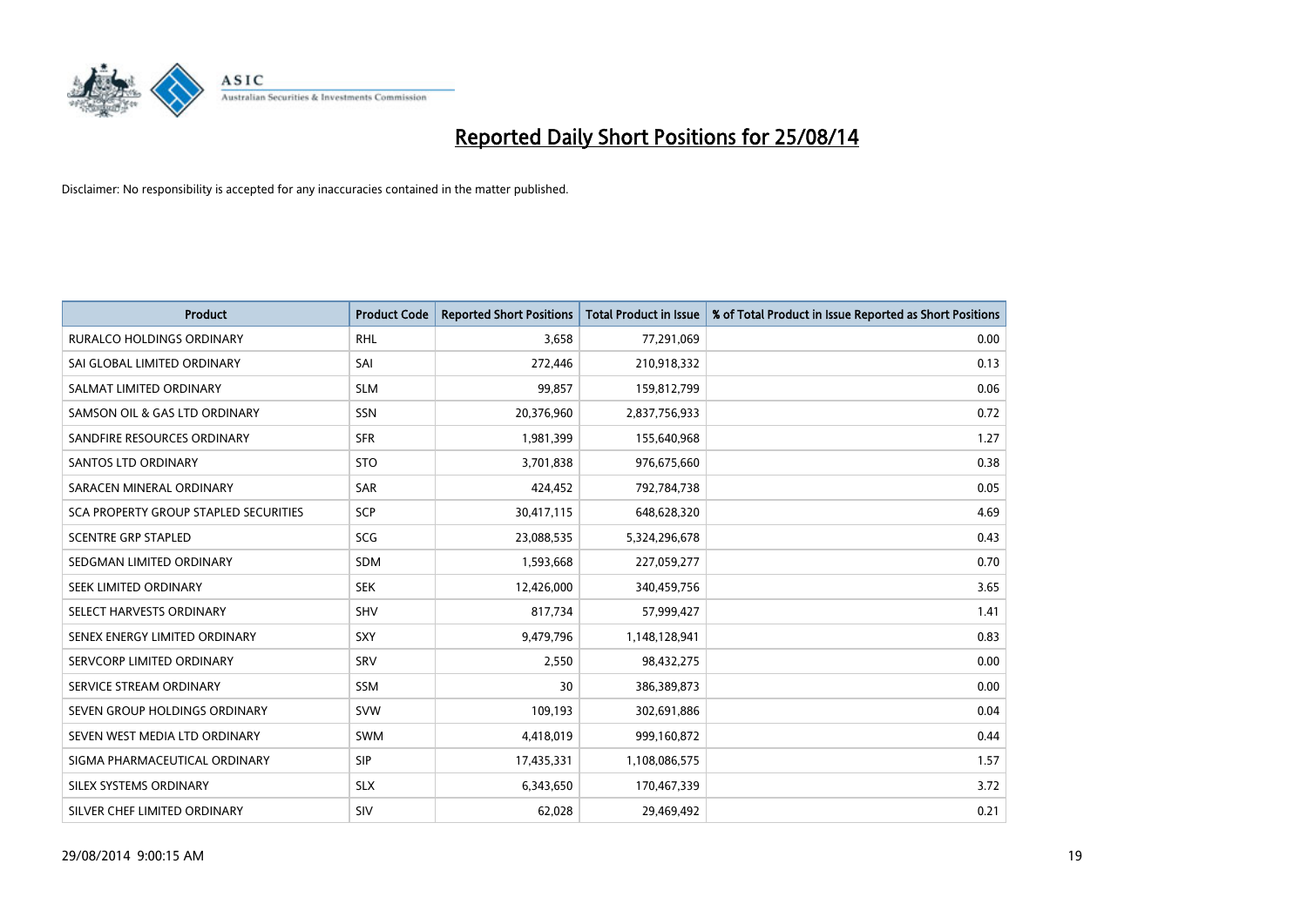# Reported Daily Short Positions for 25/08/14

Disclaimer: No responsibility is accepted for any inaccuracies contained in the matter published.

| Product | Product Code | Reported Short Positions | Total Product in Issue | % of Total Product in Issue Reported as Short Positions |
|---|---|---|---|---|
| RURALCO HOLDINGS ORDINARY | RHL | 3,658 | 77,291,069 | 0.00 |
| SAI GLOBAL LIMITED ORDINARY | SAI | 272,446 | 210,918,332 | 0.13 |
| SALMAT LIMITED ORDINARY | SLM | 99,857 | 159,812,799 | 0.06 |
| SAMSON OIL & GAS LTD ORDINARY | SSN | 20,376,960 | 2,837,756,933 | 0.72 |
| SANDFIRE RESOURCES ORDINARY | SFR | 1,981,399 | 155,640,968 | 1.27 |
| SANTOS LTD ORDINARY | STO | 3,701,838 | 976,675,660 | 0.38 |
| SARACEN MINERAL ORDINARY | SAR | 424,452 | 792,784,738 | 0.05 |
| SCA PROPERTY GROUP STAPLED SECURITIES | SCP | 30,417,115 | 648,628,320 | 4.69 |
| SCENTRE GRP STAPLED | SCG | 23,088,535 | 5,324,296,678 | 0.43 |
| SEDGMAN LIMITED ORDINARY | SDM | 1,593,668 | 227,059,277 | 0.70 |
| SEEK LIMITED ORDINARY | SEK | 12,426,000 | 340,459,756 | 3.65 |
| SELECT HARVESTS ORDINARY | SHV | 817,734 | 57,999,427 | 1.41 |
| SENEX ENERGY LIMITED ORDINARY | SXY | 9,479,796 | 1,148,128,941 | 0.83 |
| SERVCORP LIMITED ORDINARY | SRV | 2,550 | 98,432,275 | 0.00 |
| SERVICE STREAM ORDINARY | SSM | 30 | 386,389,873 | 0.00 |
| SEVEN GROUP HOLDINGS ORDINARY | SVW | 109,193 | 302,691,886 | 0.04 |
| SEVEN WEST MEDIA LTD ORDINARY | SWM | 4,418,019 | 999,160,872 | 0.44 |
| SIGMA PHARMACEUTICAL ORDINARY | SIP | 17,435,331 | 1,108,086,575 | 1.57 |
| SILEX SYSTEMS ORDINARY | SLX | 6,343,650 | 170,467,339 | 3.72 |
| SILVER CHEF LIMITED ORDINARY | SIV | 62,028 | 29,469,492 | 0.21 |

29/08/2014 9:00:15 AM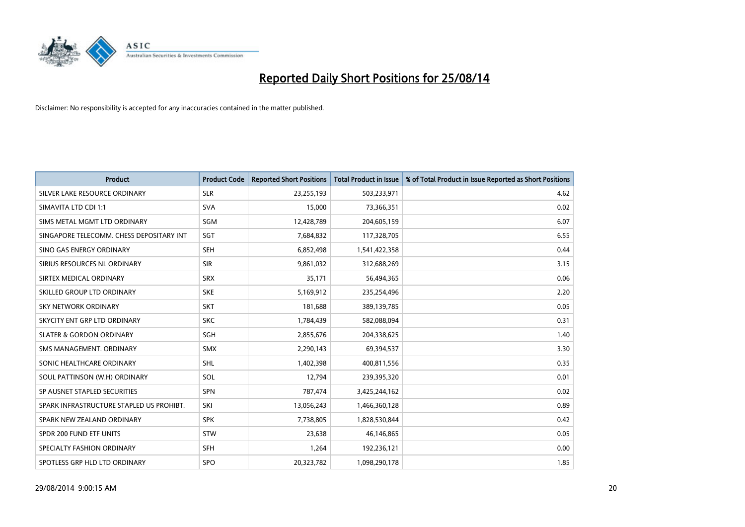# Reported Daily Short Positions for 25/08/14

Disclaimer: No responsibility is accepted for any inaccuracies contained in the matter published.

| Product | Product Code | Reported Short Positions | Total Product in Issue | % of Total Product in Issue Reported as Short Positions |
|---|---|---|---|---|
| SILVER LAKE RESOURCE ORDINARY | SLR | 23,255,193 | 503,233,971 | 4.62 |
| SIMAVITA LTD CDI 1:1 | SVA | 15,000 | 73,366,351 | 0.02 |
| SIMS METAL MGMT LTD ORDINARY | SGM | 12,428,789 | 204,605,159 | 6.07 |
| SINGAPORE TELECOMM. CHESS DEPOSITARY INT | SGT | 7,684,832 | 117,328,705 | 6.55 |
| SINO GAS ENERGY ORDINARY | SEH | 6,852,498 | 1,541,422,358 | 0.44 |
| SIRIUS RESOURCES NL ORDINARY | SIR | 9,861,032 | 312,688,269 | 3.15 |
| SIRTEX MEDICAL ORDINARY | SRX | 35,171 | 56,494,365 | 0.06 |
| SKILLED GROUP LTD ORDINARY | SKE | 5,169,912 | 235,254,496 | 2.20 |
| SKY NETWORK ORDINARY | SKT | 181,688 | 389,139,785 | 0.05 |
| SKYCITY ENT GRP LTD ORDINARY | SKC | 1,784,439 | 582,088,094 | 0.31 |
| SLATER & GORDON ORDINARY | SGH | 2,855,676 | 204,338,625 | 1.40 |
| SMS MANAGEMENT. ORDINARY | SMX | 2,290,143 | 69,394,537 | 3.30 |
| SONIC HEALTHCARE ORDINARY | SHL | 1,402,398 | 400,811,556 | 0.35 |
| SOUL PATTINSON (W.H) ORDINARY | SOL | 12,794 | 239,395,320 | 0.01 |
| SP AUSNET STAPLED SECURITIES | SPN | 787,474 | 3,425,244,162 | 0.02 |
| SPARK INFRASTRUCTURE STAPLED US PROHIBT. | SKI | 13,056,243 | 1,466,360,128 | 0.89 |
| SPARK NEW ZEALAND ORDINARY | SPK | 7,738,805 | 1,828,530,844 | 0.42 |
| SPDR 200 FUND ETF UNITS | STW | 23,638 | 46,146,865 | 0.05 |
| SPECIALTY FASHION ORDINARY | SFH | 1,264 | 192,236,121 | 0.00 |
| SPOTLESS GRP HLD LTD ORDINARY | SPO | 20,323,782 | 1,098,290,178 | 1.85 |

29/08/2014 9:00:15 AM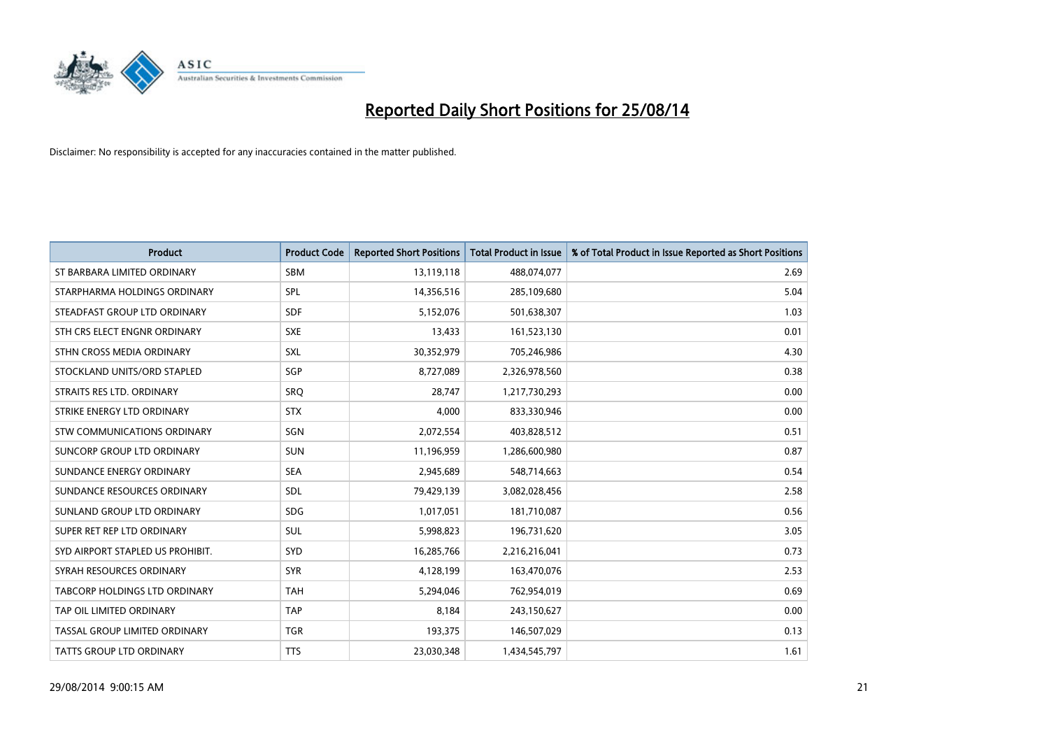# Reported Daily Short Positions for 25/08/14

Disclaimer: No responsibility is accepted for any inaccuracies contained in the matter published.

| Product | Product Code | Reported Short Positions | Total Product in Issue | % of Total Product in Issue Reported as Short Positions |
|---|---|---|---|---|
| ST BARBARA LIMITED ORDINARY | SBM | 13,119,118 | 488,074,077 | 2.69 |
| STARPHARMA HOLDINGS ORDINARY | SPL | 14,356,516 | 285,109,680 | 5.04 |
| STEADFAST GROUP LTD ORDINARY | SDF | 5,152,076 | 501,638,307 | 1.03 |
| STH CRS ELECT ENGNR ORDINARY | SXE | 13,433 | 161,523,130 | 0.01 |
| STHN CROSS MEDIA ORDINARY | SXL | 30,352,979 | 705,246,986 | 4.30 |
| STOCKLAND UNITS/ORD STAPLED | SGP | 8,727,089 | 2,326,978,560 | 0.38 |
| STRAITS RES LTD. ORDINARY | SRQ | 28,747 | 1,217,730,293 | 0.00 |
| STRIKE ENERGY LTD ORDINARY | STX | 4,000 | 833,330,946 | 0.00 |
| STW COMMUNICATIONS ORDINARY | SGN | 2,072,554 | 403,828,512 | 0.51 |
| SUNCORP GROUP LTD ORDINARY | SUN | 11,196,959 | 1,286,600,980 | 0.87 |
| SUNDANCE ENERGY ORDINARY | SEA | 2,945,689 | 548,714,663 | 0.54 |
| SUNDANCE RESOURCES ORDINARY | SDL | 79,429,139 | 3,082,028,456 | 2.58 |
| SUNLAND GROUP LTD ORDINARY | SDG | 1,017,051 | 181,710,087 | 0.56 |
| SUPER RET REP LTD ORDINARY | SUL | 5,998,823 | 196,731,620 | 3.05 |
| SYD AIRPORT STAPLED US PROHIBIT. | SYD | 16,285,766 | 2,216,216,041 | 0.73 |
| SYRAH RESOURCES ORDINARY | SYR | 4,128,199 | 163,470,076 | 2.53 |
| TABCORP HOLDINGS LTD ORDINARY | TAH | 5,294,046 | 762,954,019 | 0.69 |
| TAP OIL LIMITED ORDINARY | TAP | 8,184 | 243,150,627 | 0.00 |
| TASSAL GROUP LIMITED ORDINARY | TGR | 193,375 | 146,507,029 | 0.13 |
| TATTS GROUP LTD ORDINARY | TTS | 23,030,348 | 1,434,545,797 | 1.61 |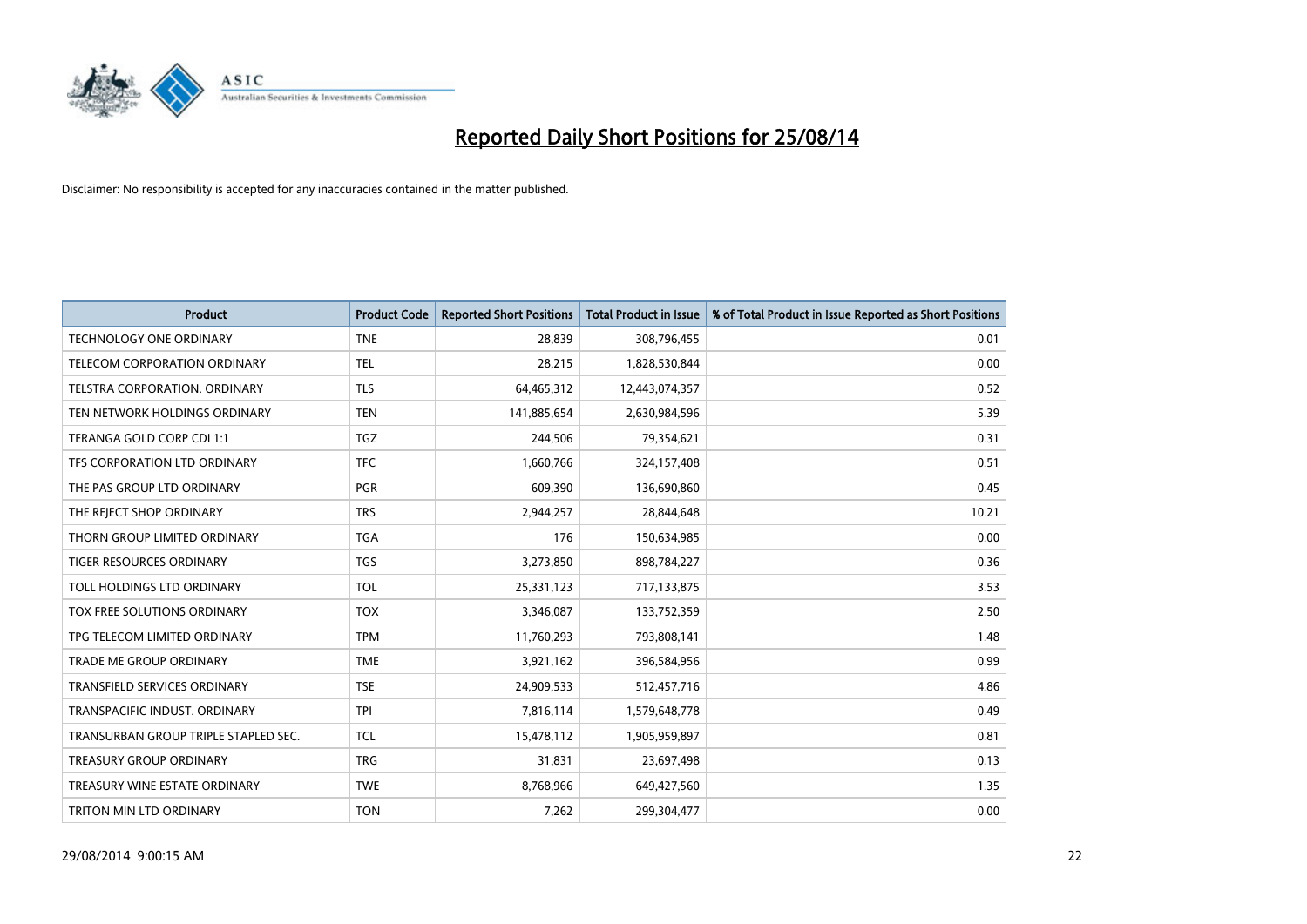# Reported Daily Short Positions for 25/08/14

Disclaimer: No responsibility is accepted for any inaccuracies contained in the matter published.

| Product | Product Code | Reported Short Positions | Total Product in Issue | % of Total Product in Issue Reported as Short Positions |
|---|---|---|---|---|
| TECHNOLOGY ONE ORDINARY | TNE | 28,839 | 308,796,455 | 0.01 |
| TELECOM CORPORATION ORDINARY | TEL | 28,215 | 1,828,530,844 | 0.00 |
| TELSTRA CORPORATION. ORDINARY | TLS | 64,465,312 | 12,443,074,357 | 0.52 |
| TEN NETWORK HOLDINGS ORDINARY | TEN | 141,885,654 | 2,630,984,596 | 5.39 |
| TERANGA GOLD CORP CDI 1:1 | TGZ | 244,506 | 79,354,621 | 0.31 |
| TFS CORPORATION LTD ORDINARY | TFC | 1,660,766 | 324,157,408 | 0.51 |
| THE PAS GROUP LTD ORDINARY | PGR | 609,390 | 136,690,860 | 0.45 |
| THE REJECT SHOP ORDINARY | TRS | 2,944,257 | 28,844,648 | 10.21 |
| THORN GROUP LIMITED ORDINARY | TGA | 176 | 150,634,985 | 0.00 |
| TIGER RESOURCES ORDINARY | TGS | 3,273,850 | 898,784,227 | 0.36 |
| TOLL HOLDINGS LTD ORDINARY | TOL | 25,331,123 | 717,133,875 | 3.53 |
| TOX FREE SOLUTIONS ORDINARY | TOX | 3,346,087 | 133,752,359 | 2.50 |
| TPG TELECOM LIMITED ORDINARY | TPM | 11,760,293 | 793,808,141 | 1.48 |
| TRADE ME GROUP ORDINARY | TME | 3,921,162 | 396,584,956 | 0.99 |
| TRANSFIELD SERVICES ORDINARY | TSE | 24,909,533 | 512,457,716 | 4.86 |
| TRANSPACIFIC INDUST. ORDINARY | TPI | 7,816,114 | 1,579,648,778 | 0.49 |
| TRANSURBAN GROUP TRIPLE STAPLED SEC. | TCL | 15,478,112 | 1,905,959,897 | 0.81 |
| TREASURY GROUP ORDINARY | TRG | 31,831 | 23,697,498 | 0.13 |
| TREASURY WINE ESTATE ORDINARY | TWE | 8,768,966 | 649,427,560 | 1.35 |
| TRITON MIN LTD ORDINARY | TON | 7,262 | 299,304,477 | 0.00 |

29/08/2014 9:00:15 AM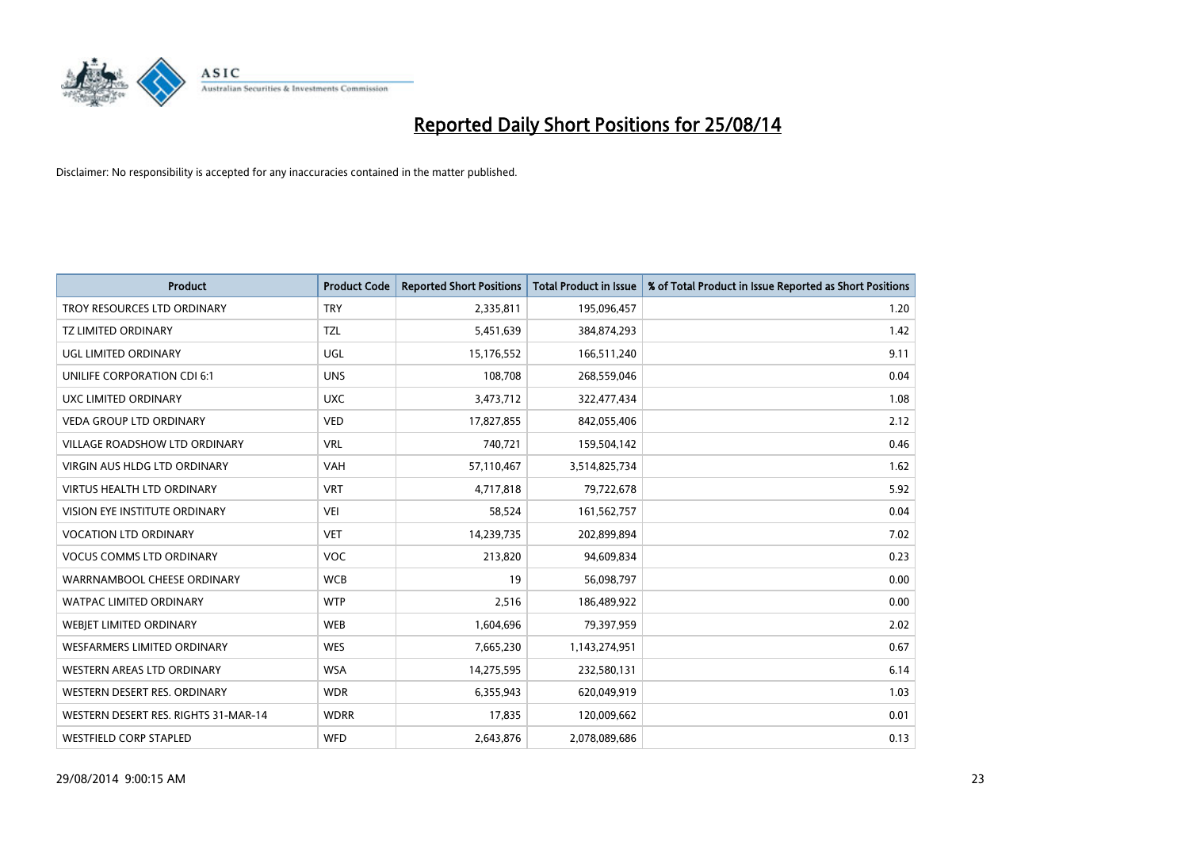# Reported Daily Short Positions for 25/08/14

Disclaimer: No responsibility is accepted for any inaccuracies contained in the matter published.

| Product | Product Code | Reported Short Positions | Total Product in Issue | % of Total Product in Issue Reported as Short Positions |
|---|---|---|---|---|
| TROY RESOURCES LTD ORDINARY | TRY | 2,335,811 | 195,096,457 | 1.20 |
| TZ LIMITED ORDINARY | TZL | 5,451,639 | 384,874,293 | 1.42 |
| UGL LIMITED ORDINARY | UGL | 15,176,552 | 166,511,240 | 9.11 |
| UNILIFE CORPORATION CDI 6:1 | UNS | 108,708 | 268,559,046 | 0.04 |
| UXC LIMITED ORDINARY | UXC | 3,473,712 | 322,477,434 | 1.08 |
| VEDA GROUP LTD ORDINARY | VED | 17,827,855 | 842,055,406 | 2.12 |
| VILLAGE ROADSHOW LTD ORDINARY | VRL | 740,721 | 159,504,142 | 0.46 |
| VIRGIN AUS HLDG LTD ORDINARY | VAH | 57,110,467 | 3,514,825,734 | 1.62 |
| VIRTUS HEALTH LTD ORDINARY | VRT | 4,717,818 | 79,722,678 | 5.92 |
| VISION EYE INSTITUTE ORDINARY | VEI | 58,524 | 161,562,757 | 0.04 |
| VOCATION LTD ORDINARY | VET | 14,239,735 | 202,899,894 | 7.02 |
| VOCUS COMMS LTD ORDINARY | VOC | 213,820 | 94,609,834 | 0.23 |
| WARRNAMBOOL CHEESE ORDINARY | WCB | 19 | 56,098,797 | 0.00 |
| WATPAC LIMITED ORDINARY | WTP | 2,516 | 186,489,922 | 0.00 |
| WEBJET LIMITED ORDINARY | WEB | 1,604,696 | 79,397,959 | 2.02 |
| WESFARMERS LIMITED ORDINARY | WES | 7,665,230 | 1,143,274,951 | 0.67 |
| WESTERN AREAS LTD ORDINARY | WSA | 14,275,595 | 232,580,131 | 6.14 |
| WESTERN DESERT RES. ORDINARY | WDR | 6,355,943 | 620,049,919 | 1.03 |
| WESTERN DESERT RES. RIGHTS 31-MAR-14 | WDRR | 17,835 | 120,009,662 | 0.01 |
| WESTFIELD CORP STAPLED | WFD | 2,643,876 | 2,078,089,686 | 0.13 |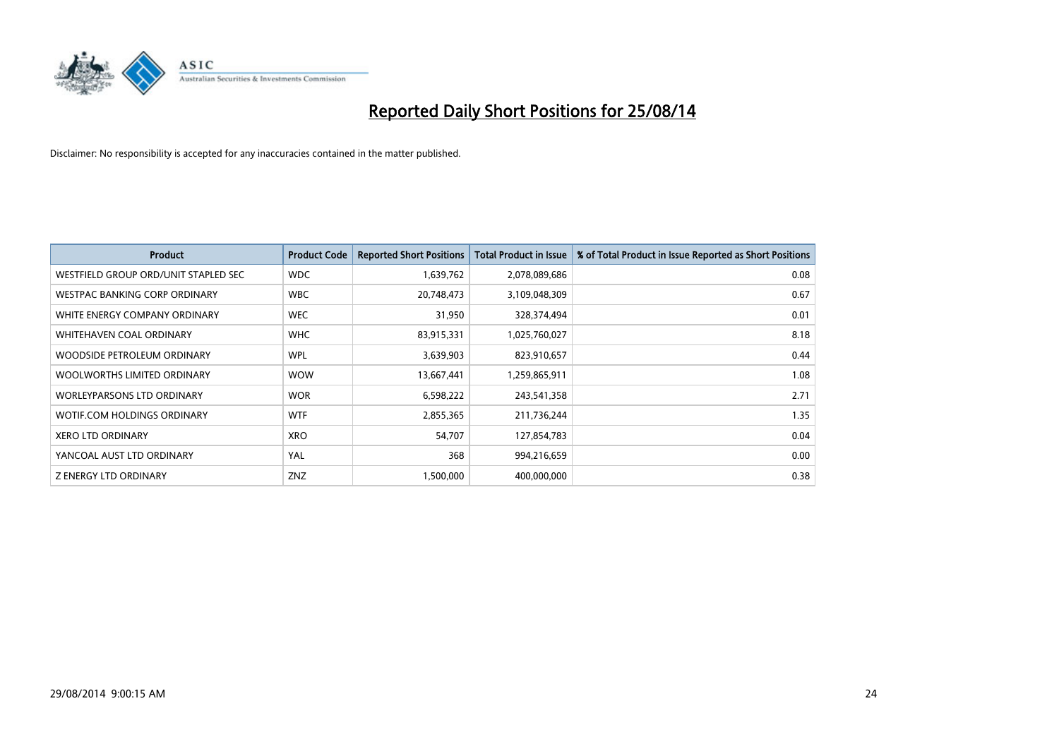# Reported Daily Short Positions for 25/08/14

Disclaimer: No responsibility is accepted for any inaccuracies contained in the matter published.

| Product | Product Code | Reported Short Positions | Total Product in Issue | % of Total Product in Issue Reported as Short Positions |
|---|---|---|---|---|
| WESTFIELD GROUP ORD/UNIT STAPLED SEC | WDC | 1,639,762 | 2,078,089,686 | 0.08 |
| WESTPAC BANKING CORP ORDINARY | WBC | 20,748,473 | 3,109,048,309 | 0.67 |
| WHITE ENERGY COMPANY ORDINARY | WEC | 31,950 | 328,374,494 | 0.01 |
| WHITEHAVEN COAL ORDINARY | WHC | 83,915,331 | 1,025,760,027 | 8.18 |
| WOODSIDE PETROLEUM ORDINARY | WPL | 3,639,903 | 823,910,657 | 0.44 |
| WOOLWORTHS LIMITED ORDINARY | WOW | 13,667,441 | 1,259,865,911 | 1.08 |
| WORLEYPARSONS LTD ORDINARY | WOR | 6,598,222 | 243,541,358 | 2.71 |
| WOTIF.COM HOLDINGS ORDINARY | WTF | 2,855,365 | 211,736,244 | 1.35 |
| XERO LTD ORDINARY | XRO | 54,707 | 127,854,783 | 0.04 |
| YANCOAL AUST LTD ORDINARY | YAL | 368 | 994,216,659 | 0.00 |
| Z ENERGY LTD ORDINARY | ZNZ | 1,500,000 | 400,000,000 | 0.38 |

29/08/2014 9:00:15 AM